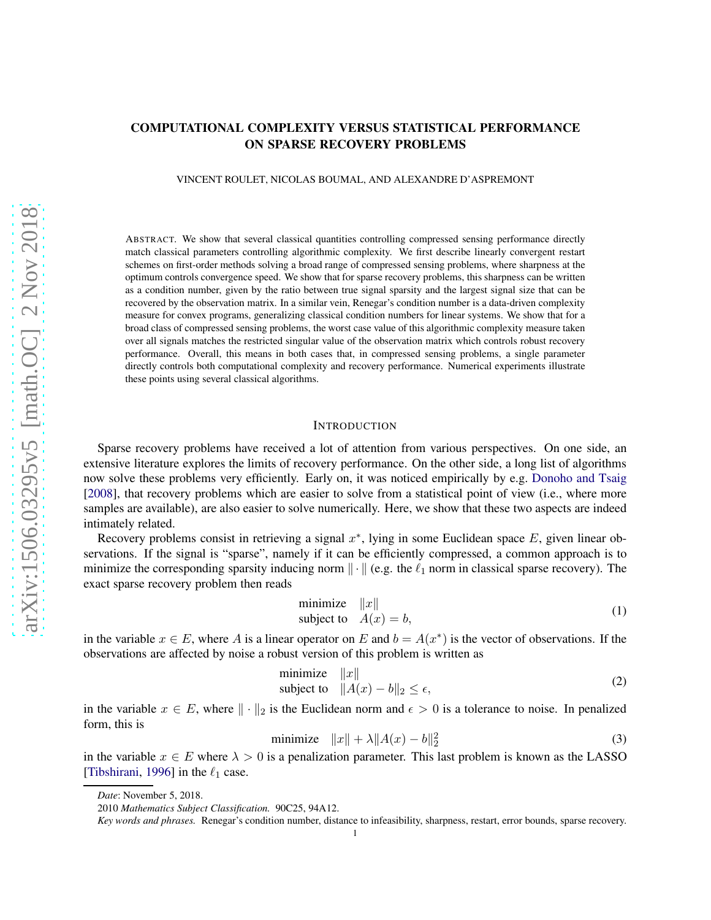# COMPUTATIONAL COMPLEXITY VERSUS STATISTICAL PERFORMANCE ON SPARSE RECOVERY PROBLEMS

VINCENT ROULET, NICOLAS BOUMAL, AND ALEXANDRE D'ASPREMONT

ABSTRACT. We show that several classical quantities controlling compressed sensing performance directly match classical parameters controlling algorithmic complexity. We first describe linearly convergent restart schemes on first-order methods solving a broad range of compressed sensing problems, where sharpness at the optimum controls convergence speed. We show that for sparse recovery problems, this sharpness can be written as a condition number, given by the ratio between true signal sparsity and the largest signal size that can be recovered by the observation matrix. In a similar vein, Renegar's condition number is a data-driven complexity measure for convex programs, generalizing classical condition numbers for linear systems. We show that for a broad class of compressed sensing problems, the worst case value of this algorithmic complexity measure taken over all signals matches the restricted singular value of the observation matrix which controls robust recovery performance. Overall, this means in both cases that, in compressed sensing problems, a single parameter directly controls both computational complexity and recovery performance. Numerical experiments illustrate these points using several classical algorithms.

## INTRODUCTION

Sparse recovery problems have received a lot of attention from various perspectives. On one side, an extensive literature explores the limits of recovery performance. On the other side, a long list of algorithms now solve these problems very efficiently. Early on, it was noticed empirically by e.g. Donoho and Tsaig [2008], that recovery problems which are easier to solve from a statistical point of view (i.e., where more samples are available), are also easier to solve numerically. Here, we show that these two aspects are indeed intimately related.

Recovery problems consist in retrieving a signal $x^*$, lying in some Euclidean space $E$, given linear observations. If the signal is "sparse", namely if it can be efficiently compressed, a common approach is to minimize the corresponding sparsity inducing norm $\|\cdot\|$ (e.g. the $\ell_1$ norm in classical sparse recovery). The exact sparse recovery problem then reads

$$
\begin{array}{ll}
\text{minimize} & \|x\| \\
\text{subject to} & A(x) = b,
\end{array}
\tag{1}
$$

in the variable $x \in E$, where $A$ is a linear operator on $E$ and $b = A(x^*)$ is the vector of observations. If the observations are affected by noise a robust version of this problem is written as

$$
\begin{array}{ll}
\text{minimize} & \|x\| \\
\text{subject to} & \|A(x) - b\|_2 \leq \epsilon,
\end{array}
\tag{2}
$$

in the variable $x \in E$, where $\|\cdot\|_2$ is the Euclidean norm and $\epsilon > 0$ is a tolerance to noise. In penalized form, this is

$$
\text{minimize} \quad \|x\| + \lambda \|A(x) - b\|_2^2
\tag{3}
$$

in the variable $x \in E$ where $\lambda > 0$ is a penalization parameter. This last problem is known as the LASSO [Tibshirani, 1996] in the $\ell_1$ case.

---

*Date*: November 5, 2018.

2010 *Mathematics Subject Classification.* 90C25, 94A12.

*Key words and phrases.* Renegar's condition number, distance to infeasibility, sharpness, restart, error bounds, sparse recovery.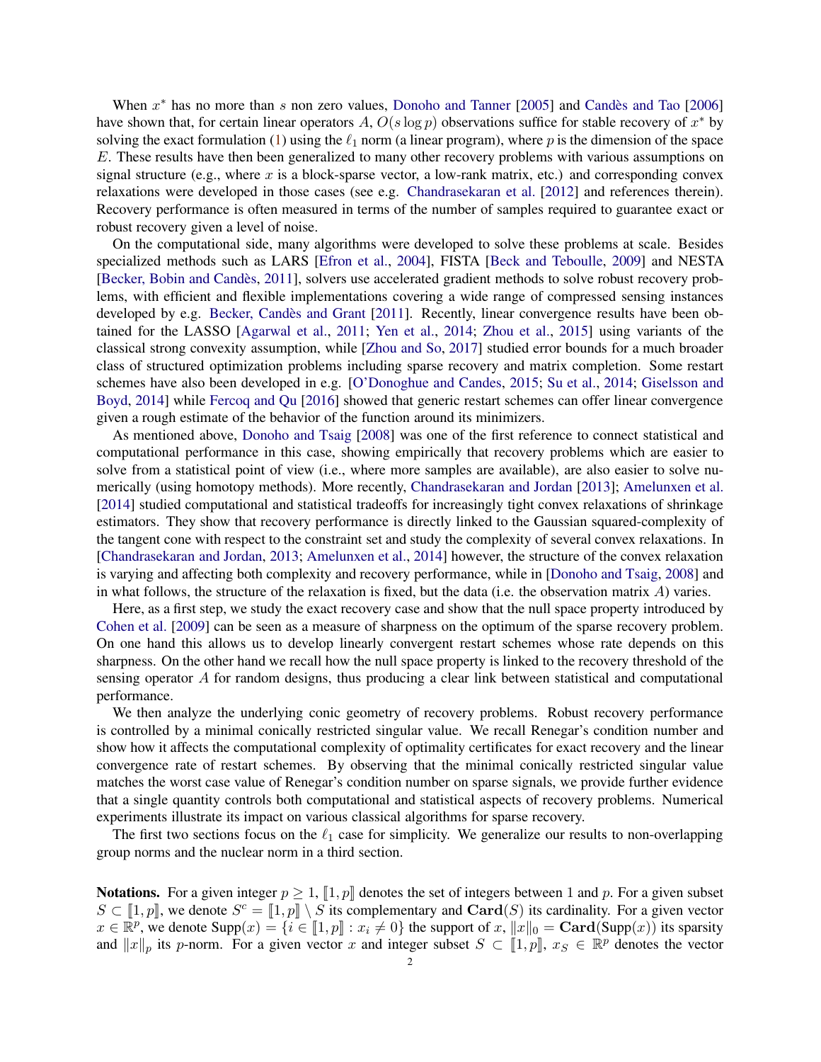When $x^*$ has no more than $s$ non zero values, Donoho and Tanner [2005] and Candès and Tao [2006] have shown that, for certain linear operators $A$, $O(s \log p)$ observations suffice for stable recovery of $x^*$ by solving the exact formulation (1) using the $\ell_1$ norm (a linear program), where $p$ is the dimension of the space $E$. These results have then been generalized to many other recovery problems with various assumptions on signal structure (e.g., where $x$ is a block-sparse vector, a low-rank matrix, etc.) and corresponding convex relaxations were developed in those cases (see e.g. Chandrasekaran et al. [2012] and references therein). Recovery performance is often measured in terms of the number of samples required to guarantee exact or robust recovery given a level of noise.

On the computational side, many algorithms were developed to solve these problems at scale. Besides specialized methods such as LARS [Efron et al., 2004], FISTA [Beck and Teboulle, 2009] and NESTA [Becker, Bobin and Candès, 2011], solvers use accelerated gradient methods to solve robust recovery problems, with efficient and flexible implementations covering a wide range of compressed sensing instances developed by e.g. Becker, Candès and Grant [2011]. Recently, linear convergence results have been obtained for the LASSO [Agarwal et al., 2011; Yen et al., 2014; Zhou et al., 2015] using variants of the classical strong convexity assumption, while [Zhou and So, 2017] studied error bounds for a much broader class of structured optimization problems including sparse recovery and matrix completion. Some restart schemes have also been developed in e.g. [O'Donoghue and Candes, 2015; Su et al., 2014; Giselsson and Boyd, 2014] while Fercoq and Qu [2016] showed that generic restart schemes can offer linear convergence given a rough estimate of the behavior of the function around its minimizers.

As mentioned above, Donoho and Tsaig [2008] was one of the first reference to connect statistical and computational performance in this case, showing empirically that recovery problems which are easier to solve from a statistical point of view (i.e., where more samples are available), are also easier to solve numerically (using homotopy methods). More recently, Chandrasekaran and Jordan [2013]; Amelunxen et al. [2014] studied computational and statistical tradeoffs for increasingly tight convex relaxations of shrinkage estimators. They show that recovery performance is directly linked to the Gaussian squared-complexity of the tangent cone with respect to the constraint set and study the complexity of several convex relaxations. In [Chandrasekaran and Jordan, 2013; Amelunxen et al., 2014] however, the structure of the convex relaxation is varying and affecting both complexity and recovery performance, while in [Donoho and Tsaig, 2008] and in what follows, the structure of the relaxation is fixed, but the data (i.e. the observation matrix $A$) varies.

Here, as a first step, we study the exact recovery case and show that the null space property introduced by Cohen et al. [2009] can be seen as a measure of sharpness on the optimum of the sparse recovery problem. On one hand this allows us to develop linearly convergent restart schemes whose rate depends on this sharpness. On the other hand we recall how the null space property is linked to the recovery threshold of the sensing operator $A$ for random designs, thus producing a clear link between statistical and computational performance.

We then analyze the underlying conic geometry of recovery problems. Robust recovery performance is controlled by a minimal conically restricted singular value. We recall Renegar's condition number and show how it affects the computational complexity of optimality certificates for exact recovery and the linear convergence rate of restart schemes. By observing that the minimal conically restricted singular value matches the worst case value of Renegar's condition number on sparse signals, we provide further evidence that a single quantity controls both computational and statistical aspects of recovery problems. Numerical experiments illustrate its impact on various classical algorithms for sparse recovery.

The first two sections focus on the $\ell_1$ case for simplicity. We generalize our results to non-overlapping group norms and the nuclear norm in a third section.

**Notations.** For a given integer $p \geq 1$, $[\![1, p]\!]$ denotes the set of integers between 1 and $p$. For a given subset $S \subset [\![1, p]\!]$, we denote $S^c = [\![1, p]\!] \setminus S$ its complementary and $\mathbf{Card}(S)$ its cardinality. For a given vector $x \in \mathbb{R}^p$, we denote $\text{Supp}(x) = \{i \in [\![1, p]\!] : x_i \neq 0\}$ the support of $x$, $\|x\|_0 = \mathbf{Card}(\text{Supp}(x))$ its sparsity and $\|x\|_p$ its $p$-norm. For a given vector $x$ and integer subset $S \subset [\![1, p]\!]$, $x_S \in \mathbb{R}^p$ denotes the vector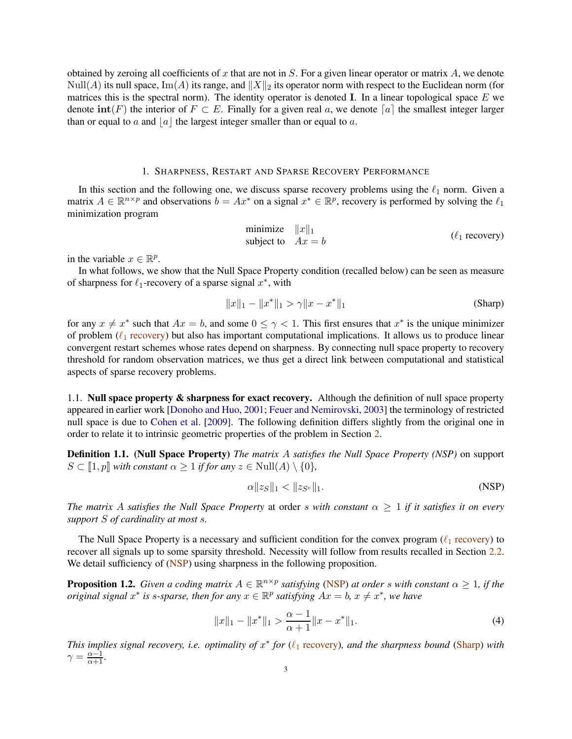obtained by zeroing all coefficients of $x$ that are not in $S$. For a given linear operator or matrix $A$, we denote $\mathrm{Null}(A)$ its null space, $\mathrm{Im}(A)$ its range, and $\|X\|_2$ its operator norm with respect to the Euclidean norm (for matrices this is the spectral norm). The identity operator is denoted $\mathbf{I}$. In a linear topological space $E$ we denote $\mathbf{int}(F)$ the interior of $F \subset E$. Finally for a given real $a$, we denote $\lceil a \rceil$ the smallest integer larger than or equal to $a$ and $\lfloor a \rfloor$ the largest integer smaller than or equal to $a$.

## 1. Sharpness, Restart and Sparse Recovery Performance

In this section and the following one, we discuss sparse recovery problems using the $\ell_1$ norm. Given a matrix $A \in \mathbb{R}^{n \times p}$ and observations $b = Ax^*$ on a signal $x^* \in \mathbb{R}^p$, recovery is performed by solving the $\ell_1$ minimization program

$$
\begin{array}{ll}
\text{minimize} & \|x\|_1 \\
\text{subject to} & Ax = b
\end{array}
\qquad (\ell_1 \text{ recovery})
$$

in the variable $x \in \mathbb{R}^p$.

In what follows, we show that the Null Space Property condition (recalled below) can be seen as measure of sharpness for $\ell_1$-recovery of a sparse signal $x^*$, with

$$
\|x\|_1 - \|x^*\|_1 > \gamma \|x - x^*\|_1 \qquad \text{(Sharp)}
$$

for any $x \neq x^*$ such that $Ax = b$, and some $0 \leq \gamma < 1$. This first ensures that $x^*$ is the unique minimizer of problem ($\ell_1$ recovery) but also has important computational implications. It allows us to produce linear convergent restart schemes whose rates depend on sharpness. By connecting null space property to recovery threshold for random observation matrices, we thus get a direct link between computational and statistical aspects of sparse recovery problems.

### 1.1. Null space property & sharpness for exact recovery.

Although the definition of null space property appeared in earlier work [Donoho and Huo, 2001; Feuer and Nemirovski, 2003] the terminology of restricted null space is due to Cohen et al. [2009]. The following definition differs slightly from the original one in order to relate it to intrinsic geometric properties of the problem in Section 2.

**Definition 1.1. (Null Space Property)** *The matrix $A$ satisfies the Null Space Property (NSP)* on support $S \subset [\![1, p]\!]$ *with constant $\alpha \geq 1$ if for any $z \in \mathrm{Null}(A) \setminus \{0\}$,*

$$
\alpha \|z_S\|_1 < \|z_{S^c}\|_1. \qquad \text{(NSP)}
$$

*The matrix $A$ satisfies the Null Space Property* at order $s$ *with constant $\alpha \geq 1$ if it satisfies it on every support $S$ of cardinality at most $s$.*

The Null Space Property is a necessary and sufficient condition for the convex program ($\ell_1$ recovery) to recover all signals up to some sparsity threshold. Necessity will follow from results recalled in Section 2.2. We detail sufficiency of (NSP) using sharpness in the following proposition.

**Proposition 1.2.** *Given a coding matrix $A \in \mathbb{R}^{n \times p}$ satisfying (NSP) at order $s$ with constant $\alpha \geq 1$, if the original signal $x^*$ is $s$-sparse, then for any $x \in \mathbb{R}^p$ satisfying $Ax = b$, $x \neq x^*$, we have*

$$
\|x\|_1 - \|x^*\|_1 > \frac{\alpha - 1}{\alpha + 1} \|x - x^*\|_1. \qquad (4)
$$

*This implies signal recovery, i.e. optimality of $x^*$ for ($\ell_1$ recovery), and the sharpness bound (Sharp) with $\gamma = \frac{\alpha-1}{\alpha+1}$.*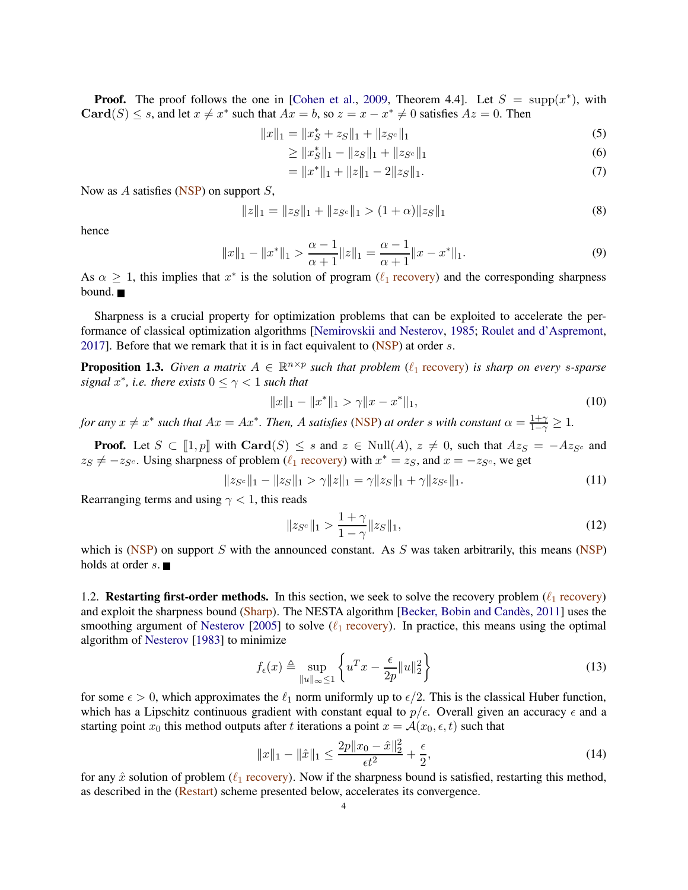**Proof.** The proof follows the one in [Cohen et al., 2009, Theorem 4.4]. Let $S = \mathrm{supp}(x^*)$, with $\mathbf{Card}(S) \leq s$, and let $x \neq x^*$ such that $Ax = b$, so $z = x - x^* \neq 0$ satisfies $Az = 0$. Then

$$
\begin{aligned}
\|x\|_1 &= \|x^*_S + z_S\|_1 + \|z_{S^c}\|_1 && (5)\\
&\geq \|x^*_S\|_1 - \|z_S\|_1 + \|z_{S^c}\|_1 && (6)\\
&= \|x^*\|_1 + \|z\|_1 - 2\|z_S\|_1. && (7)
\end{aligned}
$$

Now as $A$ satisfies (NSP) on support $S$,

$$
\|z\|_1 = \|z_S\|_1 + \|z_{S^c}\|_1 > (1+\alpha)\|z_S\|_1 \tag{8}
$$

hence

$$
\|x\|_1 - \|x^*\|_1 > \frac{\alpha - 1}{\alpha + 1}\|z\|_1 = \frac{\alpha - 1}{\alpha + 1}\|x - x^*\|_1. \tag{9}
$$

As $\alpha \geq 1$, this implies that $x^*$ is the solution of program ($\ell_1$ recovery) and the corresponding sharpness bound. ■

Sharpness is a crucial property for optimization problems that can be exploited to accelerate the performance of classical optimization algorithms [Nemirovskii and Nesterov, 1985; Roulet and d'Aspremont, 2017]. Before that we remark that it is in fact equivalent to (NSP) at order $s$.

**Proposition 1.3.** *Given a matrix $A \in \mathbb{R}^{n\times p}$ such that problem ($\ell_1$ recovery) is sharp on every $s$-sparse signal $x^*$, i.e. there exists $0 \leq \gamma < 1$ such that*

$$
\|x\|_1 - \|x^*\|_1 > \gamma\|x - x^*\|_1, \tag{10}
$$

*for any $x \neq x^*$ such that $Ax = Ax^*$. Then, $A$ satisfies (NSP) at order $s$ with constant $\alpha = \frac{1+\gamma}{1-\gamma} \geq 1$.*

**Proof.** Let $S \subset [\![1, p]\!]$ with $\mathbf{Card}(S) \leq s$ and $z \in \mathrm{Null}(A)$, $z \neq 0$, such that $Az_S = -Az_{S^c}$ and $z_S \neq -z_{S^c}$. Using sharpness of problem ($\ell_1$ recovery) with $x^* = z_S$, and $x = -z_{S^c}$, we get

$$
\|z_{S^c}\|_1 - \|z_S\|_1 > \gamma\|z\|_1 = \gamma\|z_S\|_1 + \gamma\|z_{S^c}\|_1. \tag{11}
$$

Rearranging terms and using $\gamma < 1$, this reads

$$
\|z_{S^c}\|_1 > \frac{1+\gamma}{1-\gamma}\|z_S\|_1, \tag{12}
$$

which is (NSP) on support $S$ with the announced constant. As $S$ was taken arbitrarily, this means (NSP) holds at order $s$. ■

1.2. **Restarting first-order methods.** In this section, we seek to solve the recovery problem ($\ell_1$ recovery) and exploit the sharpness bound (Sharp). The NESTA algorithm [Becker, Bobin and Candès, 2011] uses the smoothing argument of Nesterov [2005] to solve ($\ell_1$ recovery). In practice, this means using the optimal algorithm of Nesterov [1983] to minimize

$$
f_\epsilon(x) \triangleq \sup_{\|u\|_\infty \leq 1} \left\{ u^T x - \frac{\epsilon}{2p}\|u\|_2^2 \right\} \tag{13}
$$

for some $\epsilon > 0$, which approximates the $\ell_1$ norm uniformly up to $\epsilon/2$. This is the classical Huber function, which has a Lipschitz continuous gradient with constant equal to $p/\epsilon$. Overall given an accuracy $\epsilon$ and a starting point $x_0$ this method outputs after $t$ iterations a point $x = \mathcal{A}(x_0, \epsilon, t)$ such that

$$
\|x\|_1 - \|\hat{x}\|_1 \leq \frac{2p\|x_0 - \hat{x}\|_2^2}{\epsilon t^2} + \frac{\epsilon}{2}, \tag{14}
$$

for any $\hat{x}$ solution of problem ($\ell_1$ recovery). Now if the sharpness bound is satisfied, restarting this method, as described in the (Restart) scheme presented below, accelerates its convergence.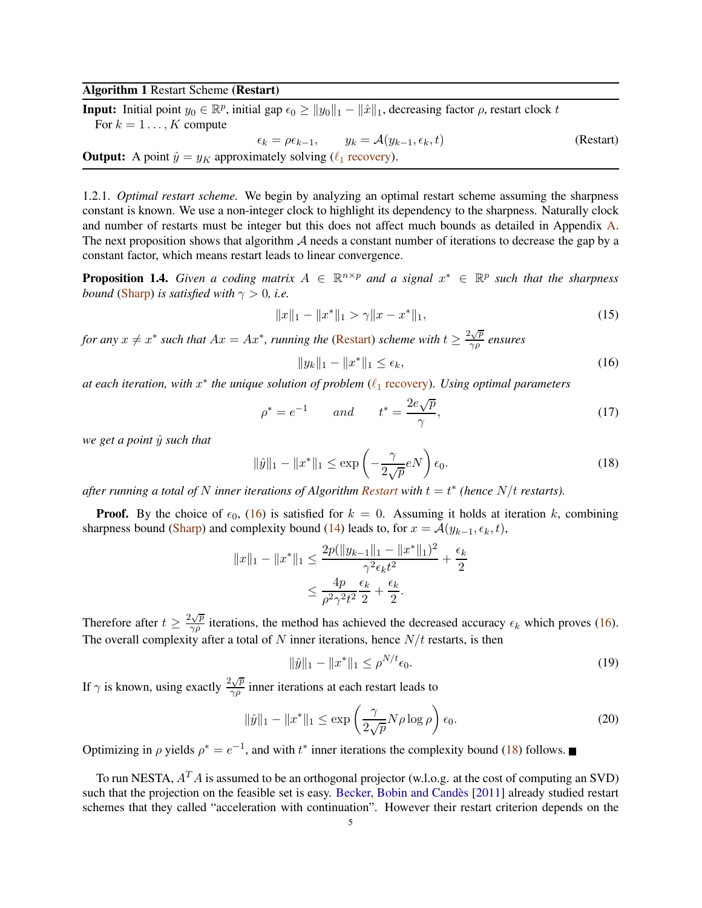---

**Algorithm 1** Restart Scheme **(Restart)**

---

**Input:** Initial point $y_0 \in \mathbb{R}^p$, initial gap $\epsilon_0 \geq \|y_0\|_1 - \|\hat{x}\|_1$, decreasing factor $\rho$, restart clock $t$

For $k = 1 \ldots, K$ compute

$$\epsilon_k = \rho\epsilon_{k-1}, \qquad y_k = \mathcal{A}(y_{k-1}, \epsilon_k, t) \tag{Restart}$$

**Output:** A point $\hat{y} = y_K$ approximately solving ($\ell_1$ recovery).

---

1.2.1. *Optimal restart scheme.* We begin by analyzing an optimal restart scheme assuming the sharpness constant is known. We use a non-integer clock to highlight its dependency to the sharpness. Naturally clock and number of restarts must be integer but this does not affect much bounds as detailed in Appendix A. The next proposition shows that algorithm $\mathcal{A}$ needs a constant number of iterations to decrease the gap by a constant factor, which means restart leads to linear convergence.

**Proposition 1.4.** *Given a coding matrix $A \in \mathbb{R}^{n\times p}$ and a signal $x^* \in \mathbb{R}^p$ such that the sharpness bound (Sharp) is satisfied with $\gamma > 0$, i.e.*

$$\|x\|_1 - \|x^*\|_1 > \gamma\|x - x^*\|_1, \tag{15}$$

*for any $x \neq x^*$ such that $Ax = Ax^*$, running the (Restart) scheme with $t \geq \frac{2\sqrt{p}}{\gamma\rho}$ ensures*

$$\|y_k\|_1 - \|x^*\|_1 \leq \epsilon_k, \tag{16}$$

*at each iteration, with $x^*$ the unique solution of problem ($\ell_1$ recovery). Using optimal parameters*

$$\rho^* = e^{-1} \qquad \text{and} \qquad t^* = \frac{2e\sqrt{p}}{\gamma}, \tag{17}$$

*we get a point $\hat{y}$ such that*

$$\|\hat{y}\|_1 - \|x^*\|_1 \leq \exp\left(-\frac{\gamma}{2\sqrt{p}}eN\right)\epsilon_0. \tag{18}$$

*after running a total of $N$ inner iterations of Algorithm Restart with $t = t^*$ (hence $N/t$ restarts).*

**Proof.** By the choice of $\epsilon_0$, (16) is satisfied for $k = 0$. Assuming it holds at iteration $k$, combining sharpness bound (Sharp) and complexity bound (14) leads to, for $x = \mathcal{A}(y_{k-1}, \epsilon_k, t)$,

$$\begin{aligned}\|x\|_1 - \|x^*\|_1 &\leq \frac{2p(\|y_{k-1}\|_1 - \|x^*\|_1)^2}{\gamma^2\epsilon_k t^2} + \frac{\epsilon_k}{2}\\ &\leq \frac{4p}{\rho^2\gamma^2t^2}\frac{\epsilon_k}{2} + \frac{\epsilon_k}{2}.\end{aligned}$$

Therefore after $t \geq \frac{2\sqrt{p}}{\gamma\rho}$ iterations, the method has achieved the decreased accuracy $\epsilon_k$ which proves (16). The overall complexity after a total of $N$ inner iterations, hence $N/t$ restarts, is then

$$\|\hat{y}\|_1 - \|x^*\|_1 \leq \rho^{N/t}\epsilon_0. \tag{19}$$

If $\gamma$ is known, using exactly $\frac{2\sqrt{p}}{\gamma\rho}$ inner iterations at each restart leads to

$$\|\hat{y}\|_1 - \|x^*\|_1 \leq \exp\left(\frac{\gamma}{2\sqrt{p}}N\rho\log\rho\right)\epsilon_0. \tag{20}$$

Optimizing in $\rho$ yields $\rho^* = e^{-1}$, and with $t^*$ inner iterations the complexity bound (18) follows. ∎

To run NESTA, $A^TA$ is assumed to be an orthogonal projector (w.l.o.g. at the cost of computing an SVD) such that the projection on the feasible set is easy. Becker, Bobin and Candès [2011] already studied restart schemes that they called "acceleration with continuation". However their restart criterion depends on the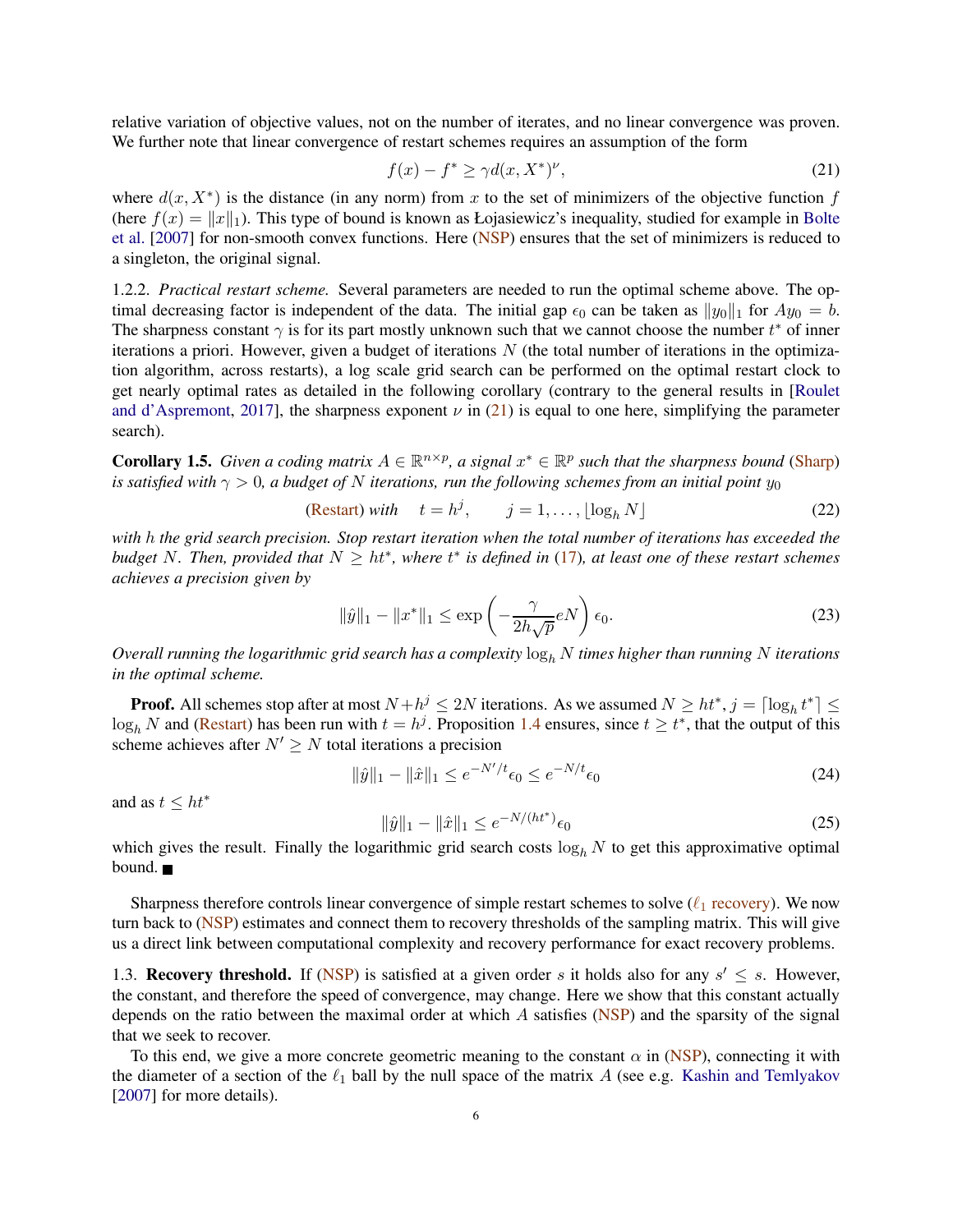relative variation of objective values, not on the number of iterates, and no linear convergence was proven. We further note that linear convergence of restart schemes requires an assumption of the form

$$f(x) - f^* \geq \gamma d(x, X^*)^\nu, \tag{21}$$

where $d(x, X^*)$ is the distance (in any norm) from $x$ to the set of minimizers of the objective function $f$ (here $f(x) = \|x\|_1$). This type of bound is known as Łojasiewicz's inequality, studied for example in Bolte et al. [2007] for non-smooth convex functions. Here (NSP) ensures that the set of minimizers is reduced to a singleton, the original signal.

1.2.2. *Practical restart scheme.* Several parameters are needed to run the optimal scheme above. The optimal decreasing factor is independent of the data. The initial gap $\epsilon_0$ can be taken as $\|y_0\|_1$ for $Ay_0 = b$. The sharpness constant $\gamma$ is for its part mostly unknown such that we cannot choose the number $t^*$ of inner iterations a priori. However, given a budget of iterations $N$ (the total number of iterations in the optimization algorithm, across restarts), a log scale grid search can be performed on the optimal restart clock to get nearly optimal rates as detailed in the following corollary (contrary to the general results in [Roulet and d'Aspremont, 2017], the sharpness exponent $\nu$ in (21) is equal to one here, simplifying the parameter search).

**Corollary 1.5.** *Given a coding matrix $A \in \mathbb{R}^{n\times p}$, a signal $x^* \in \mathbb{R}^p$ such that the sharpness bound (Sharp) is satisfied with $\gamma > 0$, a budget of $N$ iterations, run the following schemes from an initial point $y_0$*

$$\text{(Restart) } \textit{with} \quad t = h^j, \qquad j = 1, \ldots, \lfloor \log_h N \rfloor \tag{22}$$

*with $h$ the grid search precision. Stop restart iteration when the total number of iterations has exceeded the budget $N$. Then, provided that $N \geq ht^*$, where $t^*$ is defined in (17), at least one of these restart schemes achieves a precision given by*

$$\|\hat{y}\|_1 - \|x^*\|_1 \leq \exp\left(-\frac{\gamma}{2h\sqrt{p}} eN\right)\epsilon_0. \tag{23}$$

*Overall running the logarithmic grid search has a complexity $\log_h N$ times higher than running $N$ iterations in the optimal scheme.*

**Proof.** All schemes stop after at most $N + h^j \leq 2N$ iterations. As we assumed $N \geq ht^*$, $j = \lceil \log_h t^* \rceil \leq \log_h N$ and (Restart) has been run with $t = h^j$. Proposition 1.4 ensures, since $t \geq t^*$, that the output of this scheme achieves after $N' \geq N$ total iterations a precision

$$\|\hat{y}\|_1 - \|\hat{x}\|_1 \leq e^{-N'/t}\epsilon_0 \leq e^{-N/t}\epsilon_0 \tag{24}$$

and as $t \leq ht^*$

$$\|\hat{y}\|_1 - \|\hat{x}\|_1 \leq e^{-N/(ht^*)}\epsilon_0 \tag{25}$$

which gives the result. Finally the logarithmic grid search costs $\log_h N$ to get this approximative optimal bound. ■

Sharpness therefore controls linear convergence of simple restart schemes to solve ($\ell_1$ recovery). We now turn back to (NSP) estimates and connect them to recovery thresholds of the sampling matrix. This will give us a direct link between computational complexity and recovery performance for exact recovery problems.

1.3. **Recovery threshold.** If (NSP) is satisfied at a given order $s$ it holds also for any $s' \leq s$. However, the constant, and therefore the speed of convergence, may change. Here we show that this constant actually depends on the ratio between the maximal order at which $A$ satisfies (NSP) and the sparsity of the signal that we seek to recover.

To this end, we give a more concrete geometric meaning to the constant $\alpha$ in (NSP), connecting it with the diameter of a section of the $\ell_1$ ball by the null space of the matrix $A$ (see e.g. Kashin and Temlyakov [2007] for more details).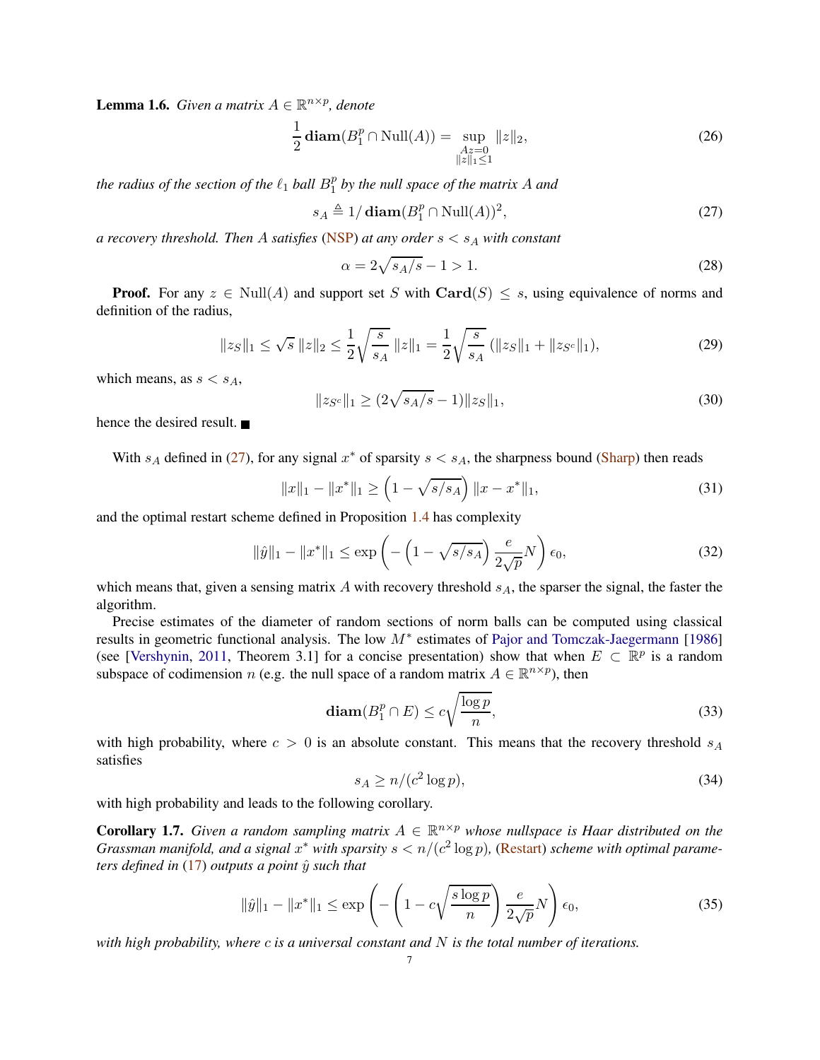**Lemma 1.6.** *Given a matrix $A \in \mathbb{R}^{n \times p}$, denote*

$$\frac{1}{2}\,\mathbf{diam}(B_1^p \cap \mathrm{Null}(A)) = \sup_{\substack{Az=0\\ \|z\|_1 \leq 1}} \|z\|_2, \tag{26}$$

*the radius of the section of the $\ell_1$ ball $B_1^p$ by the null space of the matrix $A$ and*

$$s_A \triangleq 1/\,\mathbf{diam}(B_1^p \cap \mathrm{Null}(A))^2, \tag{27}$$

*a recovery threshold. Then $A$ satisfies (NSP) at any order $s < s_A$ with constant*

$$\alpha = 2\sqrt{s_A/s} - 1 > 1. \tag{28}$$

**Proof.** For any $z \in \mathrm{Null}(A)$ and support set $S$ with $\mathbf{Card}(S) \leq s$, using equivalence of norms and definition of the radius,

$$\|z_S\|_1 \leq \sqrt{s}\,\|z\|_2 \leq \frac{1}{2}\sqrt{\frac{s}{s_A}}\,\|z\|_1 = \frac{1}{2}\sqrt{\frac{s}{s_A}}\,(\|z_S\|_1 + \|z_{S^c}\|_1), \tag{29}$$

which means, as $s < s_A$,

$$\|z_{S^c}\|_1 \geq (2\sqrt{s_A/s} - 1)\|z_S\|_1, \tag{30}$$

hence the desired result. ■

With $s_A$ defined in (27), for any signal $x^*$ of sparsity $s < s_A$, the sharpness bound (Sharp) then reads

$$\|x\|_1 - \|x^*\|_1 \geq \left(1 - \sqrt{s/s_A}\right)\|x - x^*\|_1, \tag{31}$$

and the optimal restart scheme defined in Proposition 1.4 has complexity

$$\|\hat{y}\|_1 - \|x^*\|_1 \leq \exp\left(-\left(1 - \sqrt{s/s_A}\right)\frac{e}{2\sqrt{p}}N\right)\epsilon_0, \tag{32}$$

which means that, given a sensing matrix $A$ with recovery threshold $s_A$, the sparser the signal, the faster the algorithm.

Precise estimates of the diameter of random sections of norm balls can be computed using classical results in geometric functional analysis. The low $M^*$ estimates of Pajor and Tomczak-Jaegermann [1986] (see [Vershynin, 2011, Theorem 3.1] for a concise presentation) show that when $E \subset \mathbb{R}^p$ is a random subspace of codimension $n$ (e.g. the null space of a random matrix $A \in \mathbb{R}^{n \times p}$), then

$$\mathbf{diam}(B_1^p \cap E) \leq c\sqrt{\frac{\log p}{n}}, \tag{33}$$

with high probability, where $c > 0$ is an absolute constant. This means that the recovery threshold $s_A$ satisfies

$$s_A \geq n/(c^2 \log p), \tag{34}$$

with high probability and leads to the following corollary.

**Corollary 1.7.** *Given a random sampling matrix $A \in \mathbb{R}^{n \times p}$ whose nullspace is Haar distributed on the Grassman manifold, and a signal $x^*$ with sparsity $s < n/(c^2 \log p)$, (Restart) scheme with optimal parameters defined in (17) outputs a point $\hat{y}$ such that*

$$\|\hat{y}\|_1 - \|x^*\|_1 \leq \exp\left(-\left(1 - c\sqrt{\frac{s \log p}{n}}\right)\frac{e}{2\sqrt{p}}N\right)\epsilon_0, \tag{35}$$

*with high probability, where $c$ is a universal constant and $N$ is the total number of iterations.*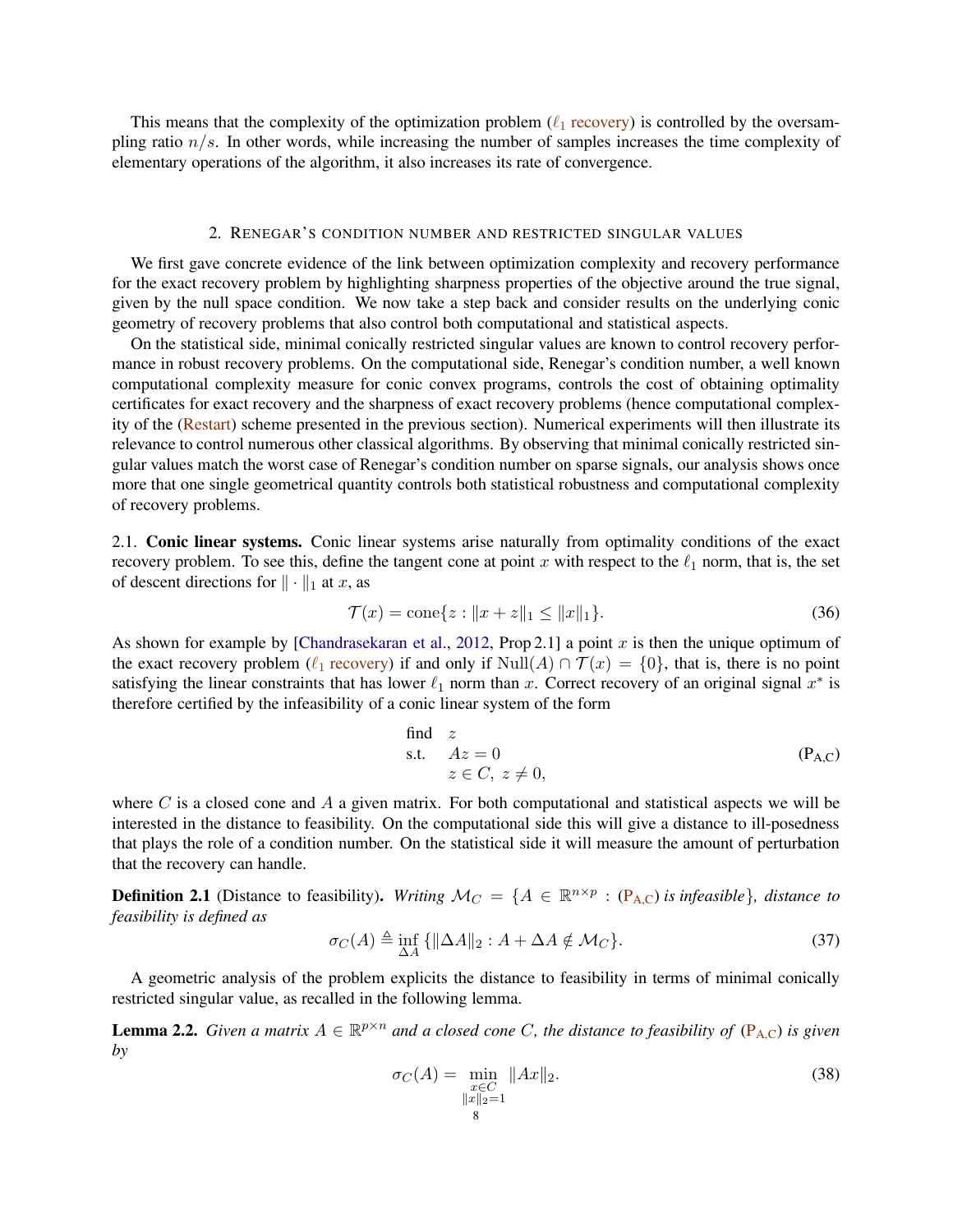This means that the complexity of the optimization problem ($\ell_1$ recovery) is controlled by the oversampling ratio $n/s$. In other words, while increasing the number of samples increases the time complexity of elementary operations of the algorithm, it also increases its rate of convergence.

## 2. Renegar's condition number and restricted singular values

We first gave concrete evidence of the link between optimization complexity and recovery performance for the exact recovery problem by highlighting sharpness properties of the objective around the true signal, given by the null space condition. We now take a step back and consider results on the underlying conic geometry of recovery problems that also control both computational and statistical aspects.

On the statistical side, minimal conically restricted singular values are known to control recovery performance in robust recovery problems. On the computational side, Renegar's condition number, a well known computational complexity measure for conic convex programs, controls the cost of obtaining optimality certificates for exact recovery and the sharpness of exact recovery problems (hence computational complexity of the (Restart) scheme presented in the previous section). Numerical experiments will then illustrate its relevance to control numerous other classical algorithms. By observing that minimal conically restricted singular values match the worst case of Renegar's condition number on sparse signals, our analysis shows once more that one single geometrical quantity controls both statistical robustness and computational complexity of recovery problems.

2.1. **Conic linear systems.** Conic linear systems arise naturally from optimality conditions of the exact recovery problem. To see this, define the tangent cone at point $x$ with respect to the $\ell_1$ norm, that is, the set of descent directions for $\|\cdot\|_1$ at $x$, as

$$\mathcal{T}(x) = \text{cone}\{z : \|x + z\|_1 \leq \|x\|_1\}. \tag{36}$$

As shown for example by [Chandrasekaran et al., 2012, Prop 2.1] a point $x$ is then the unique optimum of the exact recovery problem ($\ell_1$ recovery) if and only if $\text{Null}(A) \cap \mathcal{T}(x) = \{0\}$, that is, there is no point satisfying the linear constraints that has lower $\ell_1$ norm than $x$. Correct recovery of an original signal $x^*$ is therefore certified by the infeasibility of a conic linear system of the form

$$\begin{array}{ll} \text{find} & z \\ \text{s.t.} & Az = 0 \\ & z \in C,\ z \neq 0, \end{array} \tag{$\mathrm{P_{A,C}}$}$$

where $C$ is a closed cone and $A$ a given matrix. For both computational and statistical aspects we will be interested in the distance to feasibility. On the computational side this will give a distance to ill-posedness that plays the role of a condition number. On the statistical side it will measure the amount of perturbation that the recovery can handle.

**Definition 2.1** (Distance to feasibility). *Writing $\mathcal{M}_C = \{A \in \mathbb{R}^{n\times p} : (\mathrm{P_{A,C}}) \text{ is infeasible}\}$, distance to feasibility is defined as*

$$\sigma_C(A) \triangleq \inf_{\Delta A} \{\|\Delta A\|_2 : A + \Delta A \notin \mathcal{M}_C\}. \tag{37}$$

A geometric analysis of the problem explicits the distance to feasibility in terms of minimal conically restricted singular value, as recalled in the following lemma.

**Lemma 2.2.** *Given a matrix $A \in \mathbb{R}^{p\times n}$ and a closed cone $C$, the distance to feasibility of $(\mathrm{P_{A,C}})$ is given by*

$$\sigma_C(A) = \min_{\substack{x\in C \\ \|x\|_2=1}} \|Ax\|_2. \tag{38}$$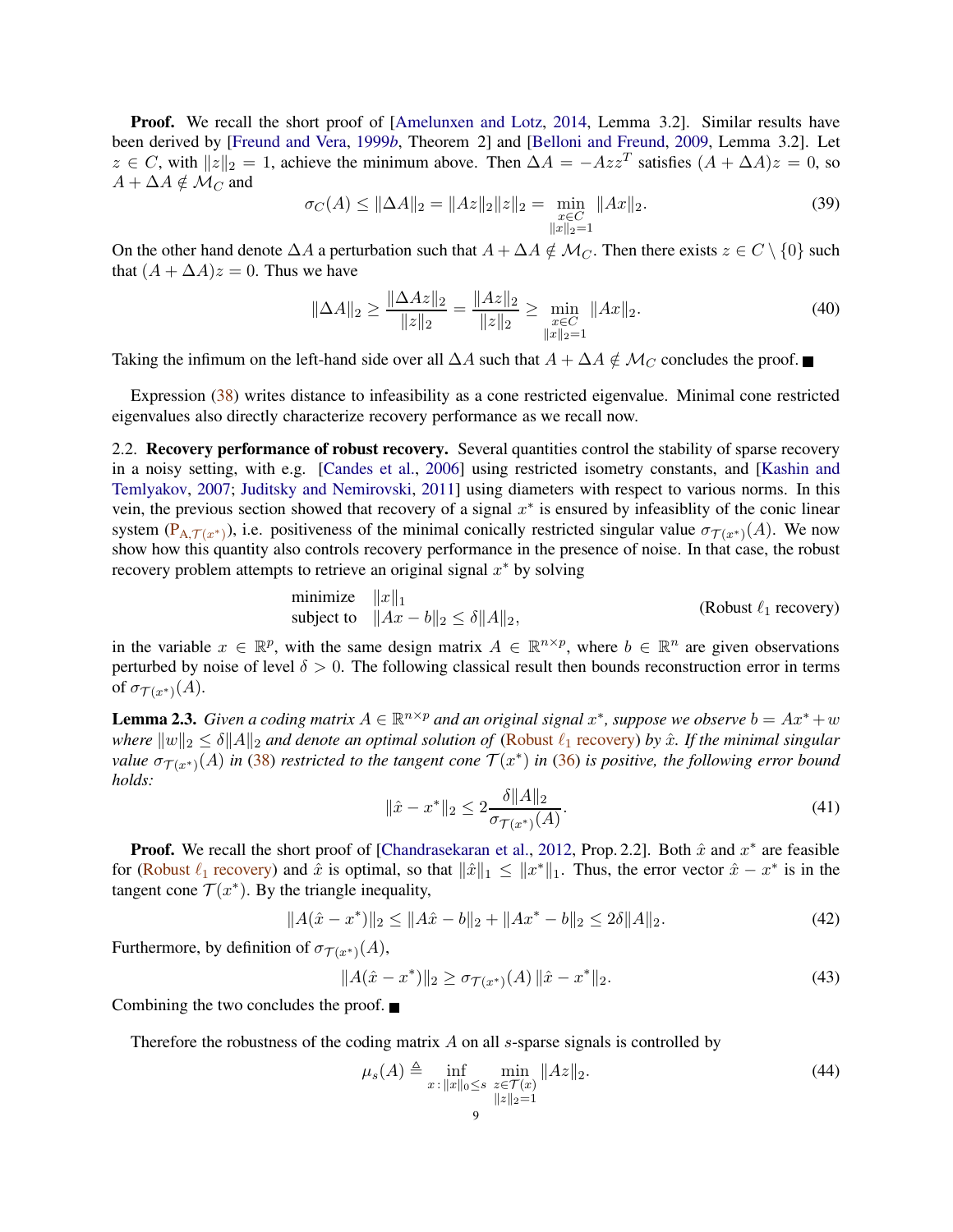**Proof.** We recall the short proof of [Amelunxen and Lotz, 2014, Lemma 3.2]. Similar results have been derived by [Freund and Vera, 1999b, Theorem 2] and [Belloni and Freund, 2009, Lemma 3.2]. Let $z \in C$, with $\|z\|_2 = 1$, achieve the minimum above. Then $\Delta A = -Azz^T$ satisfies $(A + \Delta A)z = 0$, so $A + \Delta A \notin \mathcal{M}_C$ and

$$\sigma_C(A) \leq \|\Delta A\|_2 = \|Az\|_2 \|z\|_2 = \min_{\substack{x \in C \\ \|x\|_2 = 1}} \|Ax\|_2. \tag{39}$$

On the other hand denote $\Delta A$ a perturbation such that $A + \Delta A \notin \mathcal{M}_C$. Then there exists $z \in C \setminus \{0\}$ such that $(A + \Delta A)z = 0$. Thus we have

$$\|\Delta A\|_2 \geq \frac{\|\Delta A z\|_2}{\|z\|_2} = \frac{\|Az\|_2}{\|z\|_2} \geq \min_{\substack{x \in C \\ \|x\|_2 = 1}} \|Ax\|_2. \tag{40}$$

Taking the infimum on the left-hand side over all $\Delta A$ such that $A + \Delta A \notin \mathcal{M}_C$ concludes the proof. ∎

Expression (38) writes distance to infeasibility as a cone restricted eigenvalue. Minimal cone restricted eigenvalues also directly characterize recovery performance as we recall now.

2.2. **Recovery performance of robust recovery.** Several quantities control the stability of sparse recovery in a noisy setting, with e.g. [Candes et al., 2006] using restricted isometry constants, and [Kashin and Temlyakov, 2007; Juditsky and Nemirovski, 2011] using diameters with respect to various norms. In this vein, the previous section showed that recovery of a signal $x^*$ is ensured by infeasiblity of the conic linear system ($\mathrm{P}_{A,\mathcal{T}(x^*)}$), i.e. positiveness of the minimal conically restricted singular value $\sigma_{\mathcal{T}(x^*)}(A)$. We now show how this quantity also controls recovery performance in the presence of noise. In that case, the robust recovery problem attempts to retrieve an original signal $x^*$ by solving

$$\begin{array}{ll} \text{minimize} & \|x\|_1 \\ \text{subject to} & \|Ax - b\|_2 \leq \delta \|A\|_2, \end{array} \tag{Robust $\ell_1$ recovery}$$

in the variable $x \in \mathbb{R}^p$, with the same design matrix $A \in \mathbb{R}^{n \times p}$, where $b \in \mathbb{R}^n$ are given observations perturbed by noise of level $\delta > 0$. The following classical result then bounds reconstruction error in terms of $\sigma_{\mathcal{T}(x^*)}(A)$.

**Lemma 2.3.** *Given a coding matrix $A \in \mathbb{R}^{n \times p}$ and an original signal $x^*$, suppose we observe $b = Ax^* + w$ where $\|w\|_2 \leq \delta \|A\|_2$ and denote an optimal solution of (Robust $\ell_1$ recovery) by $\hat{x}$. If the minimal singular value $\sigma_{\mathcal{T}(x^*)}(A)$ in (38) restricted to the tangent cone $\mathcal{T}(x^*)$ in (36) is positive, the following error bound holds:*

$$\|\hat{x} - x^*\|_2 \leq 2 \frac{\delta \|A\|_2}{\sigma_{\mathcal{T}(x^*)}(A)}. \tag{41}$$

**Proof.** We recall the short proof of [Chandrasekaran et al., 2012, Prop. 2.2]. Both $\hat{x}$ and $x^*$ are feasible for (Robust $\ell_1$ recovery) and $\hat{x}$ is optimal, so that $\|\hat{x}\|_1 \leq \|x^*\|_1$. Thus, the error vector $\hat{x} - x^*$ is in the tangent cone $\mathcal{T}(x^*)$. By the triangle inequality,

$$\|A(\hat{x} - x^*)\|_2 \leq \|A\hat{x} - b\|_2 + \|Ax^* - b\|_2 \leq 2\delta \|A\|_2. \tag{42}$$

Furthermore, by definition of $\sigma_{\mathcal{T}(x^*)}(A)$,

$$\|A(\hat{x} - x^*)\|_2 \geq \sigma_{\mathcal{T}(x^*)}(A) \, \|\hat{x} - x^*\|_2. \tag{43}$$

Combining the two concludes the proof. ∎

Therefore the robustness of the coding matrix $A$ on all $s$-sparse signals is controlled by

$$\mu_s(A) \triangleq \inf_{x \,:\, \|x\|_0 \leq s} \; \min_{\substack{z \in \mathcal{T}(x) \\ \|z\|_2 = 1}} \|Az\|_2. \tag{44}$$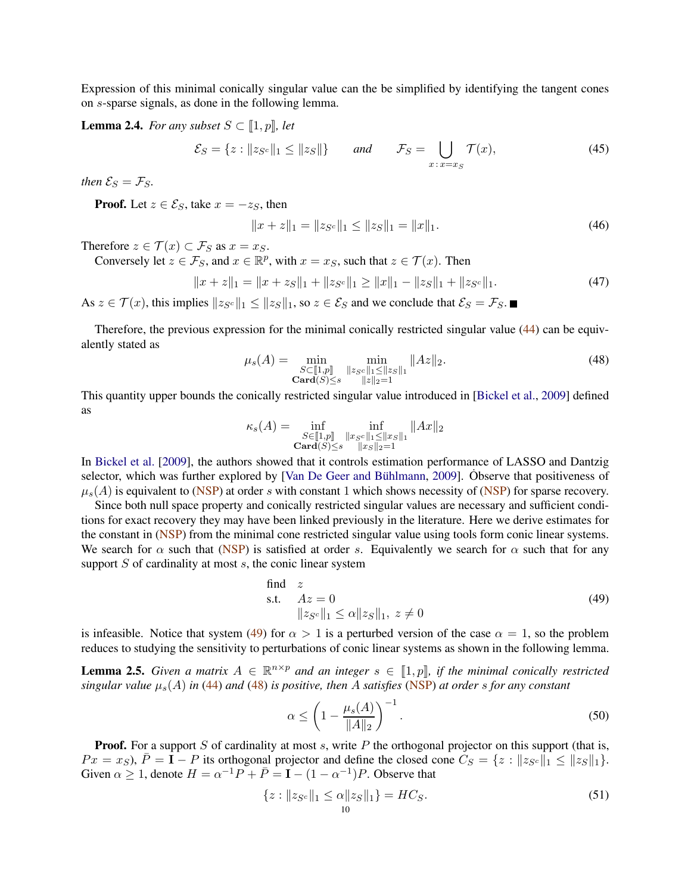Expression of this minimal conically singular value can the be simplified by identifying the tangent cones on $s$-sparse signals, as done in the following lemma.

**Lemma 2.4.** *For any subset $S \subset [\![1,p]\!]$, let*

$$\mathcal{E}_S = \{z : \|z_{S^c}\|_1 \leq \|z_S\|\} \qquad \text{and} \qquad \mathcal{F}_S = \bigcup_{x\,:\,x=x_S} \mathcal{T}(x), \tag{45}$$

*then $\mathcal{E}_S = \mathcal{F}_S$.*

**Proof.** Let $z \in \mathcal{E}_S$, take $x = -z_S$, then

$$\|x + z\|_1 = \|z_{S^c}\|_1 \leq \|z_S\|_1 = \|x\|_1. \tag{46}$$

Therefore $z \in \mathcal{T}(x) \subset \mathcal{F}_S$ as $x = x_S$.

Conversely let $z \in \mathcal{F}_S$, and $x \in \mathbb{R}^p$, with $x = x_S$, such that $z \in \mathcal{T}(x)$. Then

$$\|x + z\|_1 = \|x + z_S\|_1 + \|z_{S^c}\|_1 \geq \|x\|_1 - \|z_S\|_1 + \|z_{S^c}\|_1. \tag{47}$$

As $z \in \mathcal{T}(x)$, this implies $\|z_{S^c}\|_1 \leq \|z_S\|_1$, so $z \in \mathcal{E}_S$ and we conclude that $\mathcal{E}_S = \mathcal{F}_S$. ■

Therefore, the previous expression for the minimal conically restricted singular value (44) can be equivalently stated as

$$\mu_s(A) = \min_{\substack{S \subset [\![1,p]\!] \\ \textbf{Card}(S) \leq s}} \; \min_{\substack{\|z_{S^c}\|_1 \leq \|z_S\|_1 \\ \|z\|_2 = 1}} \|Az\|_2. \tag{48}$$

This quantity upper bounds the conically restricted singular value introduced in [Bickel et al., 2009] defined as

$$\kappa_s(A) = \inf_{\substack{S \in [\![1,p]\!] \\ \textbf{Card}(S) \leq s}} \; \inf_{\substack{\|x_{S^c}\|_1 \leq \|x_S\|_1 \\ \|x_S\|_2 = 1}} \|Ax\|_2$$

In Bickel et al. [2009], the authors showed that it controls estimation performance of LASSO and Dantzig selector, which was further explored by [Van De Geer and Bühlmann, 2009]. Observe that positiveness of $\mu_s(A)$ is equivalent to (NSP) at order $s$ with constant 1 which shows necessity of (NSP) for sparse recovery.

Since both null space property and conically restricted singular values are necessary and sufficient conditions for exact recovery they may have been linked previously in the literature. Here we derive estimates for the constant in (NSP) from the minimal cone restricted singular value using tools form conic linear systems. We search for $\alpha$ such that (NSP) is satisfied at order $s$. Equivalently we search for $\alpha$ such that for any support $S$ of cardinality at most $s$, the conic linear system

$$\begin{array}{ll} \text{find} & z \\ \text{s.t.} & Az = 0 \\ & \|z_{S^c}\|_1 \leq \alpha \|z_S\|_1, \; z \neq 0 \end{array} \tag{49}$$

is infeasible. Notice that system (49) for $\alpha > 1$ is a perturbed version of the case $\alpha = 1$, so the problem reduces to studying the sensitivity to perturbations of conic linear systems as shown in the following lemma.

**Lemma 2.5.** *Given a matrix $A \in \mathbb{R}^{n \times p}$ and an integer $s \in [\![1,p]\!]$, if the minimal conically restricted singular value $\mu_s(A)$ in (44) and (48) is positive, then $A$ satisfies (NSP) at order $s$ for any constant*

$$\alpha \leq \left(1 - \frac{\mu_s(A)}{\|A\|_2}\right)^{-1}. \tag{50}$$

**Proof.** For a support $S$ of cardinality at most $s$, write $P$ the orthogonal projector on this support (that is, $Px = x_S$), $\bar{P} = \mathbf{I} - P$ its orthogonal projector and define the closed cone $C_S = \{z : \|z_{S^c}\|_1 \leq \|z_S\|_1\}$. Given $\alpha \geq 1$, denote $H = \alpha^{-1}P + \bar{P} = \mathbf{I} - (1 - \alpha^{-1})P$. Observe that

$$\{z : \|z_{S^c}\|_1 \leq \alpha \|z_S\|_1\} = HC_S. \tag{51}$$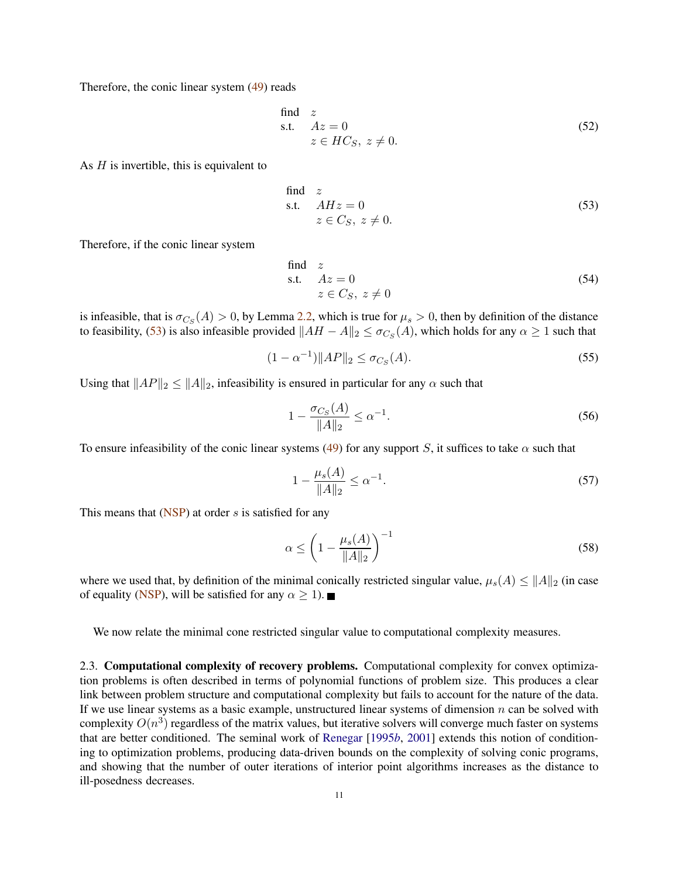Therefore, the conic linear system (49) reads

$$
\begin{array}{ll}
\text{find} & z \\
\text{s.t.} & Az = 0 \\
& z \in HC_S,\ z \neq 0.
\end{array}
\tag{52}
$$

As $H$ is invertible, this is equivalent to

$$
\begin{array}{ll}
\text{find} & z \\
\text{s.t.} & AHz = 0 \\
& z \in C_S,\ z \neq 0.
\end{array}
\tag{53}
$$

Therefore, if the conic linear system

$$
\begin{array}{ll}
\text{find} & z \\
\text{s.t.} & Az = 0 \\
& z \in C_S,\ z \neq 0
\end{array}
\tag{54}
$$

is infeasible, that is $\sigma_{C_S}(A) > 0$, by Lemma 2.2, which is true for $\mu_s > 0$, then by definition of the distance to feasibility, (53) is also infeasible provided $\|AH - A\|_2 \leq \sigma_{C_S}(A)$, which holds for any $\alpha \geq 1$ such that

$$
(1 - \alpha^{-1})\|AP\|_2 \leq \sigma_{C_S}(A). \tag{55}
$$

Using that $\|AP\|_2 \leq \|A\|_2$, infeasibility is ensured in particular for any $\alpha$ such that

$$
1 - \frac{\sigma_{C_S}(A)}{\|A\|_2} \leq \alpha^{-1}. \tag{56}
$$

To ensure infeasibility of the conic linear systems (49) for any support $S$, it suffices to take $\alpha$ such that

$$
1 - \frac{\mu_s(A)}{\|A\|_2} \leq \alpha^{-1}. \tag{57}
$$

This means that (NSP) at order $s$ is satisfied for any

$$
\alpha \leq \left(1 - \frac{\mu_s(A)}{\|A\|_2}\right)^{-1} \tag{58}
$$

where we used that, by definition of the minimal conically restricted singular value, $\mu_s(A) \leq \|A\|_2$ (in case of equality (NSP), will be satisfied for any $\alpha \geq 1$). ■

We now relate the minimal cone restricted singular value to computational complexity measures.

2.3. **Computational complexity of recovery problems.** Computational complexity for convex optimization problems is often described in terms of polynomial functions of problem size. This produces a clear link between problem structure and computational complexity but fails to account for the nature of the data. If we use linear systems as a basic example, unstructured linear systems of dimension $n$ can be solved with complexity $O(n^3)$ regardless of the matrix values, but iterative solvers will converge much faster on systems that are better conditioned. The seminal work of Renegar [1995*b*, 2001] extends this notion of conditioning to optimization problems, producing data-driven bounds on the complexity of solving conic programs, and showing that the number of outer iterations of interior point algorithms increases as the distance to ill-posedness decreases.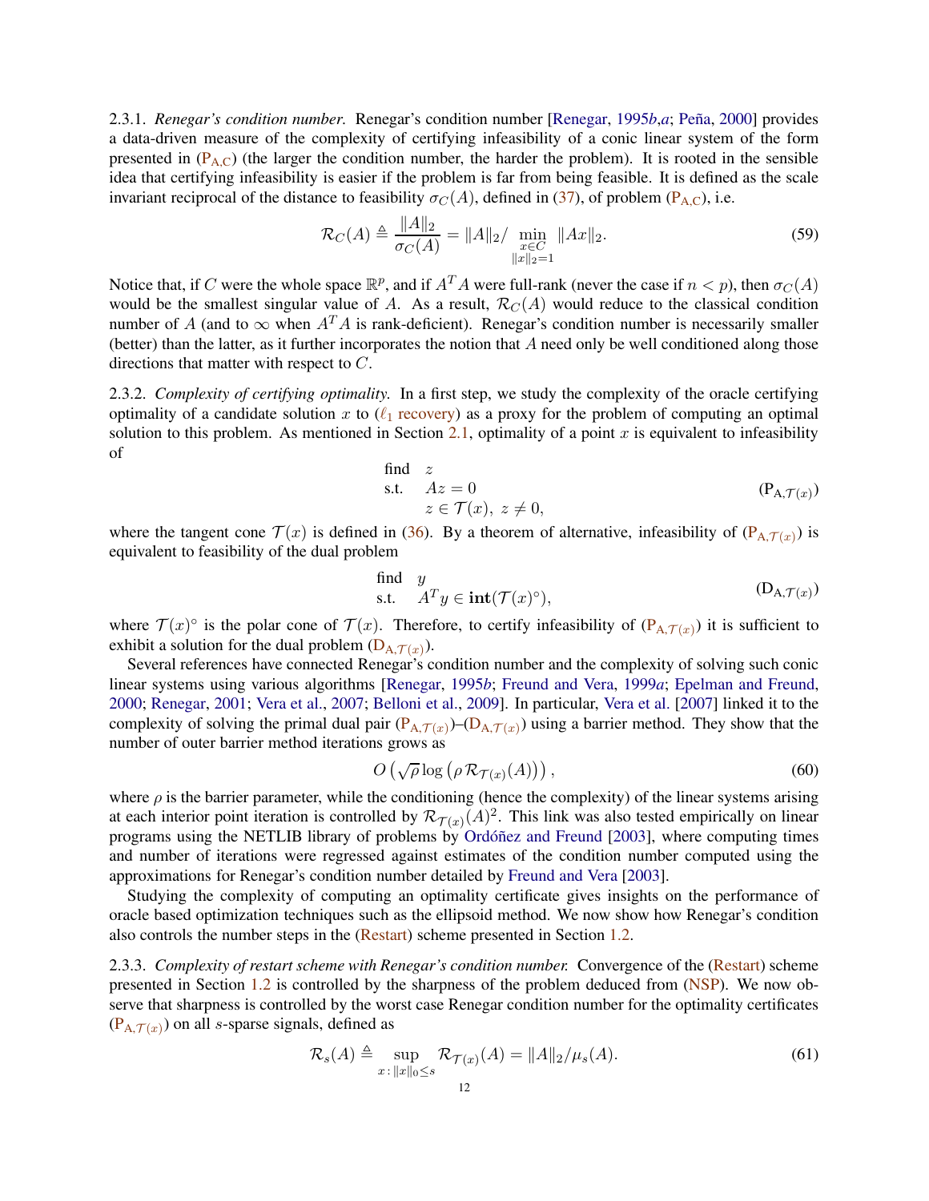2.3.1. *Renegar's condition number.* Renegar's condition number [Renegar, 1995*b*,*a*; Peña, 2000] provides a data-driven measure of the complexity of certifying infeasibility of a conic linear system of the form presented in ($\text{P}_{\text{A,C}}$) (the larger the condition number, the harder the problem). It is rooted in the sensible idea that certifying infeasibility is easier if the problem is far from being feasible. It is defined as the scale invariant reciprocal of the distance to feasibility $\sigma_C(A)$, defined in (37), of problem ($\text{P}_{\text{A,C}}$), i.e.

$$\mathcal{R}_C(A) \triangleq \frac{\|A\|_2}{\sigma_C(A)} = \|A\|_2 / \min_{\substack{x \in C \\ \|x\|_2 = 1}} \|Ax\|_2. \tag{59}$$

Notice that, if $C$ were the whole space $\mathbb{R}^p$, and if $A^T A$ were full-rank (never the case if $n < p$), then $\sigma_C(A)$ would be the smallest singular value of $A$. As a result, $\mathcal{R}_C(A)$ would reduce to the classical condition number of $A$ (and to $\infty$ when $A^T A$ is rank-deficient). Renegar's condition number is necessarily smaller (better) than the latter, as it further incorporates the notion that $A$ need only be well conditioned along those directions that matter with respect to $C$.

2.3.2. *Complexity of certifying optimality.* In a first step, we study the complexity of the oracle certifying optimality of a candidate solution $x$ to ($\ell_1$ recovery) as a proxy for the problem of computing an optimal solution to this problem. As mentioned in Section 2.1, optimality of a point $x$ is equivalent to infeasibility of

$$\begin{array}{ll} \text{find} & z \\ \text{s.t.} & Az = 0 \\ & z \in \mathcal{T}(x),\ z \neq 0, \end{array} \tag{$\text{P}_{\text{A},\mathcal{T}(x)}$}$$

where the tangent cone $\mathcal{T}(x)$ is defined in (36). By a theorem of alternative, infeasibility of ($\text{P}_{\text{A},\mathcal{T}(x)}$) is equivalent to feasibility of the dual problem

$$\begin{array}{ll} \text{find} & y \\ \text{s.t.} & A^T y \in \textbf{int}(\mathcal{T}(x)^\circ), \end{array} \tag{$\text{D}_{\text{A},\mathcal{T}(x)}$}$$

where $\mathcal{T}(x)^\circ$ is the polar cone of $\mathcal{T}(x)$. Therefore, to certify infeasibility of ($\text{P}_{\text{A},\mathcal{T}(x)}$) it is sufficient to exhibit a solution for the dual problem ($\text{D}_{\text{A},\mathcal{T}(x)}$).

Several references have connected Renegar's condition number and the complexity of solving such conic linear systems using various algorithms [Renegar, 1995*b*; Freund and Vera, 1999*a*; Epelman and Freund, 2000; Renegar, 2001; Vera et al., 2007; Belloni et al., 2009]. In particular, Vera et al. [2007] linked it to the complexity of solving the primal dual pair ($\text{P}_{\text{A},\mathcal{T}(x)}$)–($\text{D}_{\text{A},\mathcal{T}(x)}$) using a barrier method. They show that the number of outer barrier method iterations grows as

$$O\left(\sqrt{\rho}\log\left(\rho\,\mathcal{R}_{\mathcal{T}(x)}(A)\right)\right), \tag{60}$$

where $\rho$ is the barrier parameter, while the conditioning (hence the complexity) of the linear systems arising at each interior point iteration is controlled by $\mathcal{R}_{\mathcal{T}(x)}(A)^2$. This link was also tested empirically on linear programs using the NETLIB library of problems by Ordóñez and Freund [2003], where computing times and number of iterations were regressed against estimates of the condition number computed using the approximations for Renegar's condition number detailed by Freund and Vera [2003].

Studying the complexity of computing an optimality certificate gives insights on the performance of oracle based optimization techniques such as the ellipsoid method. We now show how Renegar's condition also controls the number steps in the (Restart) scheme presented in Section 1.2.

2.3.3. *Complexity of restart scheme with Renegar's condition number.* Convergence of the (Restart) scheme presented in Section 1.2 is controlled by the sharpness of the problem deduced from (NSP). We now observe that sharpness is controlled by the worst case Renegar condition number for the optimality certificates ($\text{P}_{\text{A},\mathcal{T}(x)}$) on all $s$-sparse signals, defined as

$$\mathcal{R}_s(A) \triangleq \sup_{x\,:\,\|x\|_0 \leq s} \mathcal{R}_{\mathcal{T}(x)}(A) = \|A\|_2 / \mu_s(A). \tag{61}$$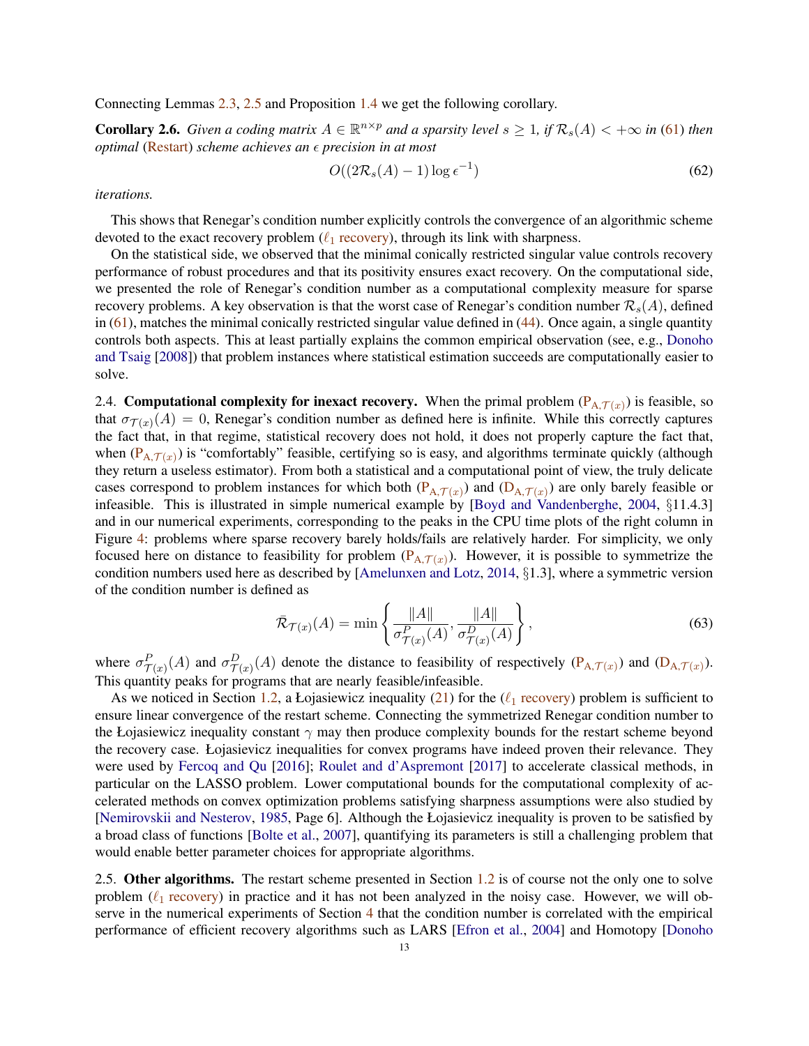Connecting Lemmas 2.3, 2.5 and Proposition 1.4 we get the following corollary.

**Corollary 2.6.** *Given a coding matrix $A \in \mathbb{R}^{n \times p}$ and a sparsity level $s \geq 1$, if $\mathcal{R}_s(A) < +\infty$ in (61) then optimal (Restart) scheme achieves an $\epsilon$ precision in at most*

$$O((2\mathcal{R}_s(A) - 1) \log \epsilon^{-1}) \tag{62}$$

*iterations.*

This shows that Renegar's condition number explicitly controls the convergence of an algorithmic scheme devoted to the exact recovery problem ($\ell_1$ recovery), through its link with sharpness.

On the statistical side, we observed that the minimal conically restricted singular value controls recovery performance of robust procedures and that its positivity ensures exact recovery. On the computational side, we presented the role of Renegar's condition number as a computational complexity measure for sparse recovery problems. A key observation is that the worst case of Renegar's condition number $\mathcal{R}_s(A)$, defined in (61), matches the minimal conically restricted singular value defined in (44). Once again, a single quantity controls both aspects. This at least partially explains the common empirical observation (see, e.g., Donoho and Tsaig [2008]) that problem instances where statistical estimation succeeds are computationally easier to solve.

2.4. **Computational complexity for inexact recovery.** When the primal problem ($\mathrm{P}_{\mathrm{A},\mathcal{T}(x)}$) is feasible, so that $\sigma_{\mathcal{T}(x)}(A) = 0$, Renegar's condition number as defined here is infinite. While this correctly captures the fact that, in that regime, statistical recovery does not hold, it does not properly capture the fact that, when ($\mathrm{P}_{\mathrm{A},\mathcal{T}(x)}$) is "comfortably" feasible, certifying so is easy, and algorithms terminate quickly (although they return a useless estimator). From both a statistical and a computational point of view, the truly delicate cases correspond to problem instances for which both ($\mathrm{P}_{\mathrm{A},\mathcal{T}(x)}$) and ($\mathrm{D}_{\mathrm{A},\mathcal{T}(x)}$) are only barely feasible or infeasible. This is illustrated in simple numerical example by [Boyd and Vandenberghe, 2004, §11.4.3] and in our numerical experiments, corresponding to the peaks in the CPU time plots of the right column in Figure 4: problems where sparse recovery barely holds/fails are relatively harder. For simplicity, we only focused here on distance to feasibility for problem ($\mathrm{P}_{\mathrm{A},\mathcal{T}(x)}$). However, it is possible to symmetrize the condition numbers used here as described by [Amelunxen and Lotz, 2014, §1.3], where a symmetric version of the condition number is defined as

$$\bar{\mathcal{R}}_{\mathcal{T}(x)}(A) = \min \left\{ \frac{\|A\|}{\sigma^P_{\mathcal{T}(x)}(A)}, \frac{\|A\|}{\sigma^D_{\mathcal{T}(x)}(A)} \right\}, \tag{63}$$

where $\sigma^P_{\mathcal{T}(x)}(A)$ and $\sigma^D_{\mathcal{T}(x)}(A)$ denote the distance to feasibility of respectively ($\mathrm{P}_{\mathrm{A},\mathcal{T}(x)}$) and ($\mathrm{D}_{\mathrm{A},\mathcal{T}(x)}$). This quantity peaks for programs that are nearly feasible/infeasible.

As we noticed in Section 1.2, a Łojasiewicz inequality (21) for the ($\ell_1$ recovery) problem is sufficient to ensure linear convergence of the restart scheme. Connecting the symmetrized Renegar condition number to the Łojasiewicz inequality constant $\gamma$ may then produce complexity bounds for the restart scheme beyond the recovery case. Łojasievicz inequalities for convex programs have indeed proven their relevance. They were used by Fercoq and Qu [2016]; Roulet and d'Aspremont [2017] to accelerate classical methods, in particular on the LASSO problem. Lower computational bounds for the computational complexity of accelerated methods on convex optimization problems satisfying sharpness assumptions were also studied by [Nemirovskii and Nesterov, 1985, Page 6]. Although the Łojasievicz inequality is proven to be satisfied by a broad class of functions [Bolte et al., 2007], quantifying its parameters is still a challenging problem that would enable better parameter choices for appropriate algorithms.

2.5. **Other algorithms.** The restart scheme presented in Section 1.2 is of course not the only one to solve problem ($\ell_1$ recovery) in practice and it has not been analyzed in the noisy case. However, we will observe in the numerical experiments of Section 4 that the condition number is correlated with the empirical performance of efficient recovery algorithms such as LARS [Efron et al., 2004] and Homotopy [Donoho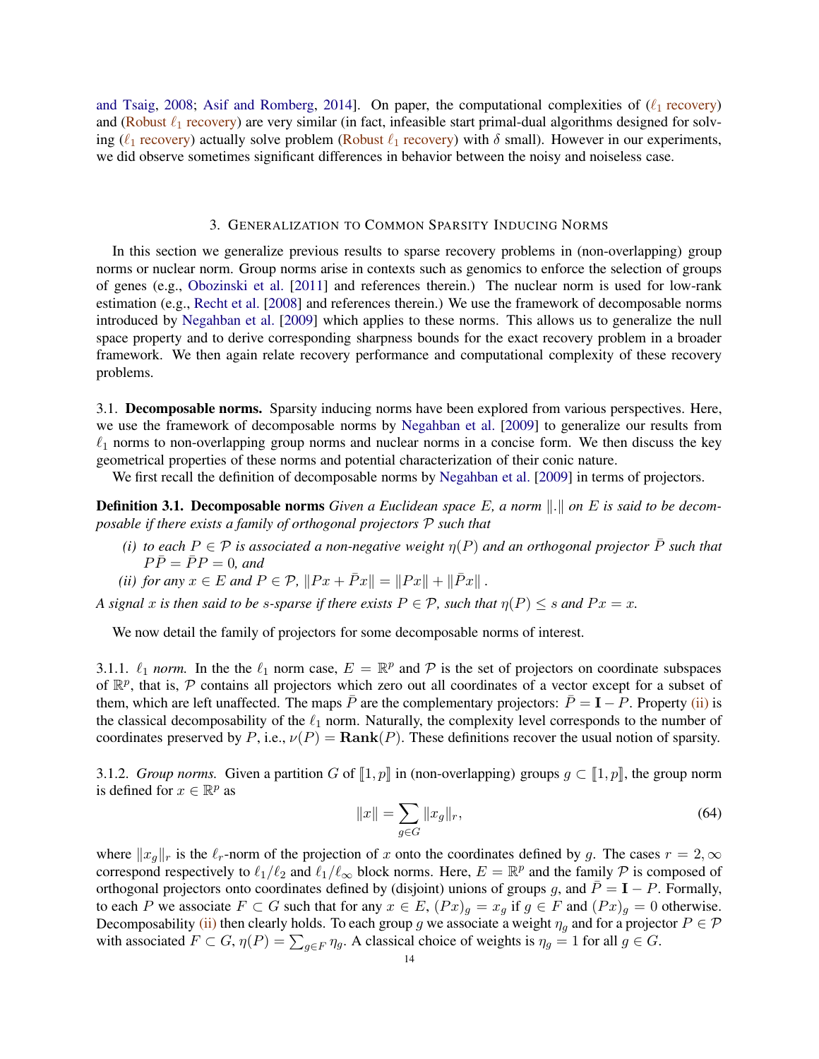and Tsaig, 2008; Asif and Romberg, 2014]. On paper, the computational complexities of ($\ell_1$ recovery) and (Robust $\ell_1$ recovery) are very similar (in fact, infeasible start primal-dual algorithms designed for solving ($\ell_1$ recovery) actually solve problem (Robust $\ell_1$ recovery) with $\delta$ small). However in our experiments, we did observe sometimes significant differences in behavior between the noisy and noiseless case.

## 3. Generalization to Common Sparsity Inducing Norms

In this section we generalize previous results to sparse recovery problems in (non-overlapping) group norms or nuclear norm. Group norms arise in contexts such as genomics to enforce the selection of groups of genes (e.g., Obozinski et al. [2011] and references therein.) The nuclear norm is used for low-rank estimation (e.g., Recht et al. [2008] and references therein.) We use the framework of decomposable norms introduced by Negahban et al. [2009] which applies to these norms. This allows us to generalize the null space property and to derive corresponding sharpness bounds for the exact recovery problem in a broader framework. We then again relate recovery performance and computational complexity of these recovery problems.

### 3.1. Decomposable norms.

Sparsity inducing norms have been explored from various perspectives. Here, we use the framework of decomposable norms by Negahban et al. [2009] to generalize our results from $\ell_1$ norms to non-overlapping group norms and nuclear norms in a concise form. We then discuss the key geometrical properties of these norms and potential characterization of their conic nature.

We first recall the definition of decomposable norms by Negahban et al. [2009] in terms of projectors.

**Definition 3.1. Decomposable norms** *Given a Euclidean space $E$, a norm $\|.\|$ on $E$ is said to be decomposable if there exists a family of orthogonal projectors $\mathcal{P}$ such that*

- *(i) to each $P \in \mathcal{P}$ is associated a non-negative weight $\eta(P)$ and an orthogonal projector $\bar{P}$ such that $P\bar{P} = \bar{P}P = 0$, and*
- *(ii) for any $x \in E$ and $P \in \mathcal{P}$, $\|Px + \bar{P}x\| = \|Px\| + \|\bar{P}x\|$.*

*A signal $x$ is then said to be $s$-sparse if there exists $P \in \mathcal{P}$, such that $\eta(P) \leq s$ and $Px = x$.*

We now detail the family of projectors for some decomposable norms of interest.

#### 3.1.1. $\ell_1$ *norm.*

In the the $\ell_1$ norm case, $E = \mathbb{R}^p$ and $\mathcal{P}$ is the set of projectors on coordinate subspaces of $\mathbb{R}^p$, that is, $\mathcal{P}$ contains all projectors which zero out all coordinates of a vector except for a subset of them, which are left unaffected. The maps $\bar{P}$ are the complementary projectors: $\bar{P} = \mathbf{I} - P$. Property (ii) is the classical decomposability of the $\ell_1$ norm. Naturally, the complexity level corresponds to the number of coordinates preserved by $P$, i.e., $\nu(P) = \mathbf{Rank}(P)$. These definitions recover the usual notion of sparsity.

#### 3.1.2. *Group norms.*

Given a partition $G$ of $[\![1, p]\!]$ in (non-overlapping) groups $g \subset [\![1, p]\!]$, the group norm is defined for $x \in \mathbb{R}^p$ as

$$\|x\| = \sum_{g \in G} \|x_g\|_r, \tag{64}$$

where $\|x_g\|_r$ is the $\ell_r$-norm of the projection of $x$ onto the coordinates defined by $g$. The cases $r = 2, \infty$ correspond respectively to $\ell_1/\ell_2$ and $\ell_1/\ell_\infty$ block norms. Here, $E = \mathbb{R}^p$ and the family $\mathcal{P}$ is composed of orthogonal projectors onto coordinates defined by (disjoint) unions of groups $g$, and $\bar{P} = \mathbf{I} - P$. Formally, to each $P$ we associate $F \subset G$ such that for any $x \in E$, $(Px)_g = x_g$ if $g \in F$ and $(Px)_g = 0$ otherwise. Decomposability (ii) then clearly holds. To each group $g$ we associate a weight $\eta_g$ and for a projector $P \in \mathcal{P}$ with associated $F \subset G$, $\eta(P) = \sum_{g \in F} \eta_g$. A classical choice of weights is $\eta_g = 1$ for all $g \in G$.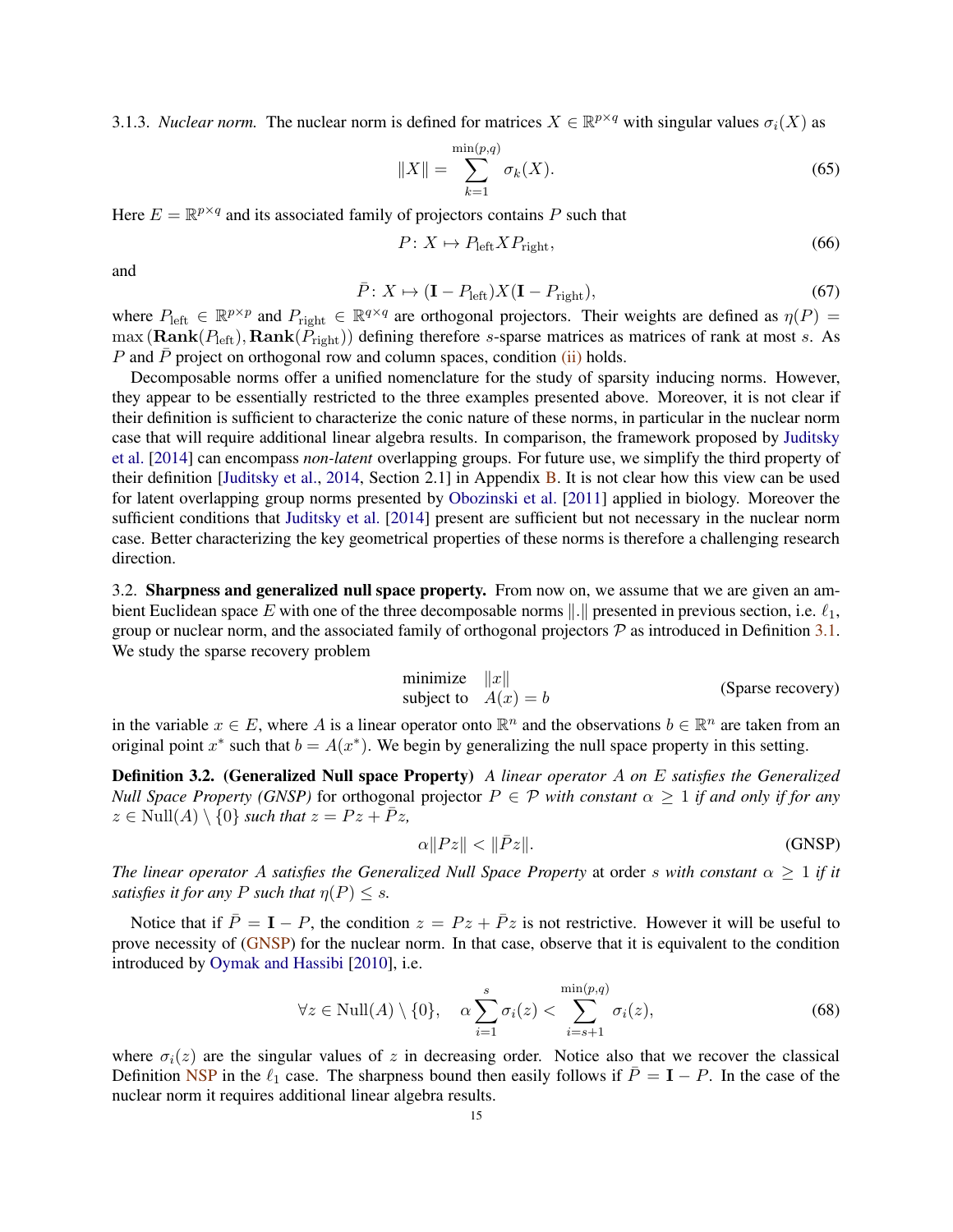3.1.3. *Nuclear norm.* The nuclear norm is defined for matrices $X \in \mathbb{R}^{p\times q}$ with singular values $\sigma_i(X)$ as

$$\|X\| = \sum_{k=1}^{\min(p,q)} \sigma_k(X). \tag{65}$$

Here $E = \mathbb{R}^{p\times q}$ and its associated family of projectors contains $P$ such that

$$P\colon X \mapsto P_{\text{left}} X P_{\text{right}}, \tag{66}$$

and

$$\bar{P}\colon X \mapsto (\mathbf{I} - P_{\text{left}}) X (\mathbf{I} - P_{\text{right}}), \tag{67}$$

where $P_{\text{left}} \in \mathbb{R}^{p\times p}$ and $P_{\text{right}} \in \mathbb{R}^{q\times q}$ are orthogonal projectors. Their weights are defined as $\eta(P) = \max(\mathbf{Rank}(P_{\text{left}}), \mathbf{Rank}(P_{\text{right}}))$ defining therefore $s$-sparse matrices as matrices of rank at most $s$. As $P$ and $\bar{P}$ project on orthogonal row and column spaces, condition (ii) holds.

Decomposable norms offer a unified nomenclature for the study of sparsity inducing norms. However, they appear to be essentially restricted to the three examples presented above. Moreover, it is not clear if their definition is sufficient to characterize the conic nature of these norms, in particular in the nuclear norm case that will require additional linear algebra results. In comparison, the framework proposed by Juditsky et al. [2014] can encompass *non-latent* overlapping groups. For future use, we simplify the third property of their definition [Juditsky et al., 2014, Section 2.1] in Appendix B. It is not clear how this view can be used for latent overlapping group norms presented by Obozinski et al. [2011] applied in biology. Moreover the sufficient conditions that Juditsky et al. [2014] present are sufficient but not necessary in the nuclear norm case. Better characterizing the key geometrical properties of these norms is therefore a challenging research direction.

3.2. **Sharpness and generalized null space property.** From now on, we assume that we are given an ambient Euclidean space $E$ with one of the three decomposable norms $\|.\|$ presented in previous section, i.e. $\ell_1$, group or nuclear norm, and the associated family of orthogonal projectors $\mathcal{P}$ as introduced in Definition 3.1. We study the sparse recovery problem

$$\begin{array}{ll} \text{minimize} & \|x\| \\ \text{subject to} & A(x) = b \end{array} \tag{Sparse recovery}$$

in the variable $x \in E$, where $A$ is a linear operator onto $\mathbb{R}^n$ and the observations $b \in \mathbb{R}^n$ are taken from an original point $x^*$ such that $b = A(x^*)$. We begin by generalizing the null space property in this setting.

**Definition 3.2. (Generalized Null space Property)** *A linear operator $A$ on $E$ satisfies the Generalized Null Space Property (GNSP)* for orthogonal projector *$P \in \mathcal{P}$ with constant $\alpha \geq 1$ if and only if for any $z \in \text{Null}(A) \setminus \{0\}$ such that $z = Pz + \bar{P}z$,*

$$\alpha\|Pz\| < \|\bar{P}z\|. \tag{GNSP}$$

*The linear operator $A$ satisfies the Generalized Null Space Property* at order *$s$ with constant $\alpha \geq 1$ if it satisfies it for any $P$ such that $\eta(P) \leq s$.*

Notice that if $\bar{P} = \mathbf{I} - P$, the condition $z = Pz + \bar{P}z$ is not restrictive. However it will be useful to prove necessity of (GNSP) for the nuclear norm. In that case, observe that it is equivalent to the condition introduced by Oymak and Hassibi [2010], i.e.

$$\forall z \in \text{Null}(A) \setminus \{0\}, \quad \alpha \sum_{i=1}^{s} \sigma_i(z) < \sum_{i=s+1}^{\min(p,q)} \sigma_i(z), \tag{68}$$

where $\sigma_i(z)$ are the singular values of $z$ in decreasing order. Notice also that we recover the classical Definition NSP in the $\ell_1$ case. The sharpness bound then easily follows if $\bar{P} = \mathbf{I} - P$. In the case of the nuclear norm it requires additional linear algebra results.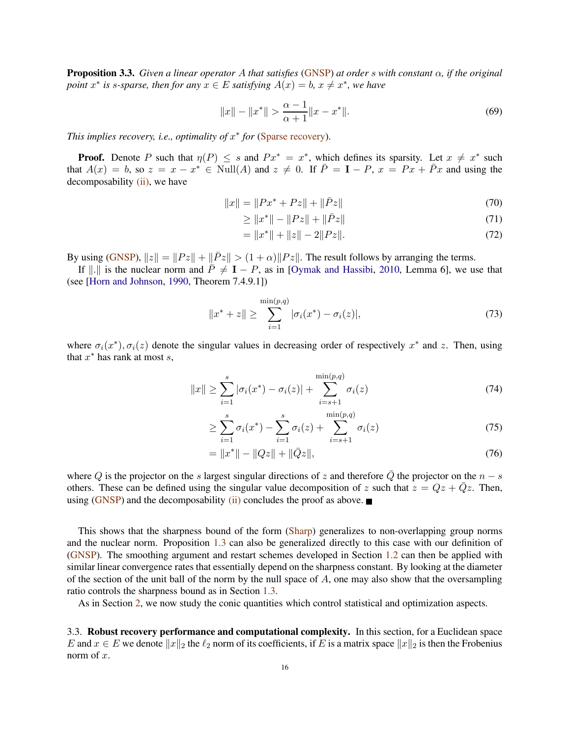**Proposition 3.3.** *Given a linear operator $A$ that satisfies* (GNSP) *at order $s$ with constant $\alpha$, if the original point $x^*$ is $s$-sparse, then for any $x \in E$ satisfying $A(x) = b$, $x \neq x^*$, we have*

$$\|x\| - \|x^*\| > \frac{\alpha - 1}{\alpha + 1}\|x - x^*\|. \tag{69}$$

*This implies recovery, i.e., optimality of $x^*$ for* (Sparse recovery).

**Proof.** Denote $P$ such that $\eta(P) \leq s$ and $Px^* = x^*$, which defines its sparsity. Let $x \neq x^*$ such that $A(x) = b$, so $z = x - x^* \in \text{Null}(A)$ and $z \neq 0$. If $\bar{P} = \mathbf{I} - P$, $x = Px + \bar{P}x$ and using the decomposability (ii), we have

$$\|x\| = \|Px^* + Pz\| + \|\bar{P}z\| \tag{70}$$

$$\geq \|x^*\| - \|Pz\| + \|\bar{P}z\| \tag{71}$$

$$= \|x^*\| + \|z\| - 2\|Pz\|. \tag{72}$$

By using (GNSP), $\|z\| = \|Pz\| + \|\bar{P}z\| > (1 + \alpha)\|Pz\|$. The result follows by arranging the terms.

If $\|.\|$ is the nuclear norm and $\bar{P} \neq \mathbf{I} - P$, as in [Oymak and Hassibi, 2010, Lemma 6], we use that (see [Horn and Johnson, 1990, Theorem 7.4.9.1])

$$\|x^* + z\| \geq \sum_{i=1}^{\min(p,q)} |\sigma_i(x^*) - \sigma_i(z)|, \tag{73}$$

where $\sigma_i(x^*), \sigma_i(z)$ denote the singular values in decreasing order of respectively $x^*$ and $z$. Then, using that $x^*$ has rank at most $s$,

$$\|x\| \geq \sum_{i=1}^{s} |\sigma_i(x^*) - \sigma_i(z)| + \sum_{i=s+1}^{\min(p,q)} \sigma_i(z) \tag{74}$$

$$\geq \sum_{i=1}^{s} \sigma_i(x^*) - \sum_{i=1}^{s} \sigma_i(z) + \sum_{i=s+1}^{\min(p,q)} \sigma_i(z) \tag{75}$$

$$= \|x^*\| - \|Qz\| + \|\bar{Q}z\|, \tag{76}$$

where $Q$ is the projector on the $s$ largest singular directions of $z$ and therefore $\bar{Q}$ the projector on the $n - s$ others. These can be defined using the singular value decomposition of $z$ such that $z = Qz + \bar{Q}z$. Then, using (GNSP) and the decomposability (ii) concludes the proof as above. ■

This shows that the sharpness bound of the form (Sharp) generalizes to non-overlapping group norms and the nuclear norm. Proposition 1.3 can also be generalized directly to this case with our definition of (GNSP). The smoothing argument and restart schemes developed in Section 1.2 can then be applied with similar linear convergence rates that essentially depend on the sharpness constant. By looking at the diameter of the section of the unit ball of the norm by the null space of $A$, one may also show that the oversampling ratio controls the sharpness bound as in Section 1.3.

As in Section 2, we now study the conic quantities which control statistical and optimization aspects.

### 3.3. Robust recovery performance and computational complexity.

In this section, for a Euclidean space $E$ and $x \in E$ we denote $\|x\|_2$ the $\ell_2$ norm of its coefficients, if $E$ is a matrix space $\|x\|_2$ is then the Frobenius norm of $x$.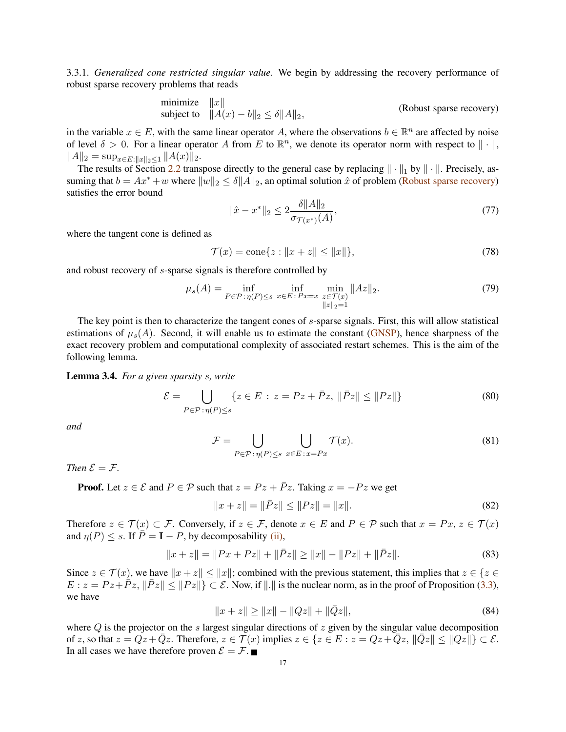3.3.1. *Generalized cone restricted singular value.* We begin by addressing the recovery performance of robust sparse recovery problems that reads

$$
\begin{array}{ll}
\text{minimize} & \|x\| \\
\text{subject to} & \|A(x) - b\|_2 \leq \delta \|A\|_2,
\end{array}
\qquad \text{(Robust sparse recovery)}
$$

in the variable $x \in E$, with the same linear operator $A$, where the observations $b \in \mathbb{R}^n$ are affected by noise of level $\delta > 0$. For a linear operator $A$ from $E$ to $\mathbb{R}^n$, we denote its operator norm with respect to $\| \cdot \|$, $\|A\|_2 = \sup_{x \in E : \|x\|_2 \leq 1} \|A(x)\|_2$.

The results of Section 2.2 transpose directly to the general case by replacing $\| \cdot \|_1$ by $\| \cdot \|$. Precisely, assuming that $b = Ax^* + w$ where $\|w\|_2 \leq \delta \|A\|_2$, an optimal solution $\hat{x}$ of problem (Robust sparse recovery) satisfies the error bound

$$
\|\hat{x} - x^*\|_2 \leq 2 \frac{\delta \|A\|_2}{\sigma_{\mathcal{T}(x^*)}(A)}, \tag{77}
$$

where the tangent cone is defined as

$$
\mathcal{T}(x) = \operatorname{cone}\{z : \|x + z\| \leq \|x\|\}, \tag{78}
$$

and robust recovery of $s$-sparse signals is therefore controlled by

$$
\mu_s(A) = \inf_{P \in \mathcal{P} : \eta(P) \leq s} \; \inf_{x \in E : Px = x} \; \min_{\substack{z \in \mathcal{T}(x) \\ \|z\|_2 = 1}} \|Az\|_2. \tag{79}
$$

The key point is then to characterize the tangent cones of $s$-sparse signals. First, this will allow statistical estimations of $\mu_s(A)$. Second, it will enable us to estimate the constant (GNSP), hence sharpness of the exact recovery problem and computational complexity of associated restart schemes. This is the aim of the following lemma.

**Lemma 3.4.** *For a given sparsity $s$, write*

$$
\mathcal{E} = \bigcup_{P \in \mathcal{P} : \eta(P) \leq s} \{z \in E \; : \; z = Pz + \bar{P}z, \; \|\bar{P}z\| \leq \|Pz\|\} \tag{80}
$$

*and*

$$
\mathcal{F} = \bigcup_{P \in \mathcal{P} : \eta(P) \leq s} \; \bigcup_{x \in E : x = Px} \mathcal{T}(x). \tag{81}
$$

*Then $\mathcal{E} = \mathcal{F}$.*

**Proof.** Let $z \in \mathcal{E}$ and $P \in \mathcal{P}$ such that $z = Pz + \bar{P}z$. Taking $x = -Pz$ we get

$$
\|x + z\| = \|\bar{P}z\| \leq \|Pz\| = \|x\|. \tag{82}
$$

Therefore $z \in \mathcal{T}(x) \subset \mathcal{F}$. Conversely, if $z \in \mathcal{F}$, denote $x \in E$ and $P \in \mathcal{P}$ such that $x = Px$, $z \in \mathcal{T}(x)$ and $\eta(P) \leq s$. If $\bar{P} = \mathbf{I} - P$, by decomposability (ii),

$$
\|x + z\| = \|Px + Pz\| + \|\bar{P}z\| \geq \|x\| - \|Pz\| + \|\bar{P}z\|. \tag{83}
$$

Since $z \in \mathcal{T}(x)$, we have $\|x + z\| \leq \|x\|$; combined with the previous statement, this implies that $z \in \{z \in E : z = Pz + \bar{P}z, \; \|\bar{P}z\| \leq \|Pz\|\} \subset \mathcal{E}$. Now, if $\|.\|$ is the nuclear norm, as in the proof of Proposition (3.3), we have

$$
\|x + z\| \geq \|x\| - \|Qz\| + \|\bar{Q}z\|, \tag{84}
$$

where $Q$ is the projector on the $s$ largest singular directions of $z$ given by the singular value decomposition of $z$, so that $z = Qz + \bar{Q}z$. Therefore, $z \in \mathcal{T}(x)$ implies $z \in \{z \in E : z = Qz + \bar{Q}z, \; \|\bar{Q}z\| \leq \|Qz\|\} \subset \mathcal{E}$. In all cases we have therefore proven $\mathcal{E} = \mathcal{F}$. ∎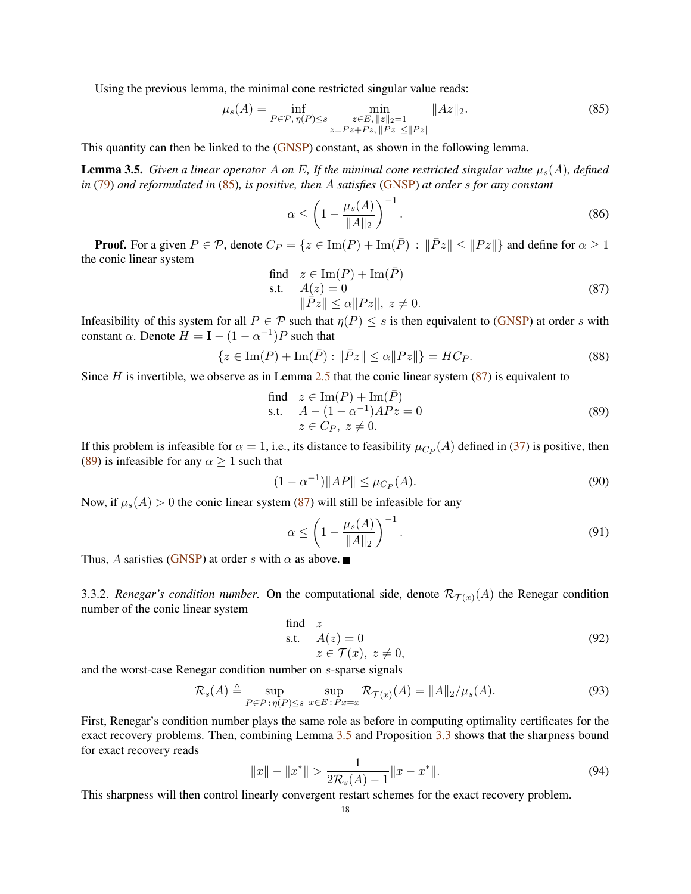Using the previous lemma, the minimal cone restricted singular value reads:

$$\mu_s(A) = \inf_{P \in \mathcal{P},\, \eta(P) \leq s} \quad \min_{\substack{z \in E,\, \|z\|_2 = 1 \\ z = Pz + \bar{P}z,\, \|\bar{P}z\| \leq \|Pz\|}} \|Az\|_2. \tag{85}$$

This quantity can then be linked to the (GNSP) constant, as shown in the following lemma.

**Lemma 3.5.** *Given a linear operator $A$ on $E$, If the minimal cone restricted singular value $\mu_s(A)$, defined in (79) and reformulated in (85), is positive, then $A$ satisfies (GNSP) at order $s$ for any constant*

$$\alpha \leq \left(1 - \frac{\mu_s(A)}{\|A\|_2}\right)^{-1}. \tag{86}$$

**Proof.** For a given $P \in \mathcal{P}$, denote $C_P = \{z \in \mathrm{Im}(P) + \mathrm{Im}(\bar{P}) \,:\, \|\bar{P}z\| \leq \|Pz\|\}$ and define for $\alpha \geq 1$ the conic linear system

$$\begin{array}{ll} \text{find} & z \in \mathrm{Im}(P) + \mathrm{Im}(\bar{P}) \\ \text{s.t.} & A(z) = 0 \\ & \|\bar{P}z\| \leq \alpha \|Pz\|,\ z \neq 0. \end{array} \tag{87}$$

Infeasibility of this system for all $P \in \mathcal{P}$ such that $\eta(P) \leq s$ is then equivalent to (GNSP) at order $s$ with constant $\alpha$. Denote $H = \mathbf{I} - (1 - \alpha^{-1})P$ such that

$$\{z \in \mathrm{Im}(P) + \mathrm{Im}(\bar{P}) : \|\bar{P}z\| \leq \alpha \|Pz\|\} = HC_P. \tag{88}$$

Since $H$ is invertible, we observe as in Lemma 2.5 that the conic linear system (87) is equivalent to

$$\begin{array}{ll} \text{find} & z \in \mathrm{Im}(P) + \mathrm{Im}(\bar{P}) \\ \text{s.t.} & A - (1 - \alpha^{-1})APz = 0 \\ & z \in C_P,\ z \neq 0. \end{array} \tag{89}$$

If this problem is infeasible for $\alpha = 1$, i.e., its distance to feasibility $\mu_{C_P}(A)$ defined in (37) is positive, then (89) is infeasible for any $\alpha \geq 1$ such that

$$(1 - \alpha^{-1})\|AP\| \leq \mu_{C_P}(A). \tag{90}$$

Now, if $\mu_s(A) > 0$ the conic linear system (87) will still be infeasible for any

$$\alpha \leq \left(1 - \frac{\mu_s(A)}{\|A\|_2}\right)^{-1}. \tag{91}$$

Thus, $A$ satisfies (GNSP) at order $s$ with $\alpha$ as above. ■

3.3.2. *Renegar's condition number.* On the computational side, denote $\mathcal{R}_{\mathcal{T}(x)}(A)$ the Renegar condition number of the conic linear system

$$\begin{array}{ll} \text{find} & z \\ \text{s.t.} & A(z) = 0 \\ & z \in \mathcal{T}(x),\ z \neq 0, \end{array} \tag{92}$$

and the worst-case Renegar condition number on $s$-sparse signals

$$\mathcal{R}_s(A) \triangleq \sup_{P \in \mathcal{P} \,:\, \eta(P) \leq s} \ \sup_{x \in E \,:\, Px = x} \mathcal{R}_{\mathcal{T}(x)}(A) = \|A\|_2 / \mu_s(A). \tag{93}$$

First, Renegar's condition number plays the same role as before in computing optimality certificates for the exact recovery problems. Then, combining Lemma 3.5 and Proposition 3.3 shows that the sharpness bound for exact recovery reads

$$\|x\| - \|x^*\| > \frac{1}{2\mathcal{R}_s(A) - 1}\|x - x^*\|. \tag{94}$$

This sharpness will then control linearly convergent restart schemes for the exact recovery problem.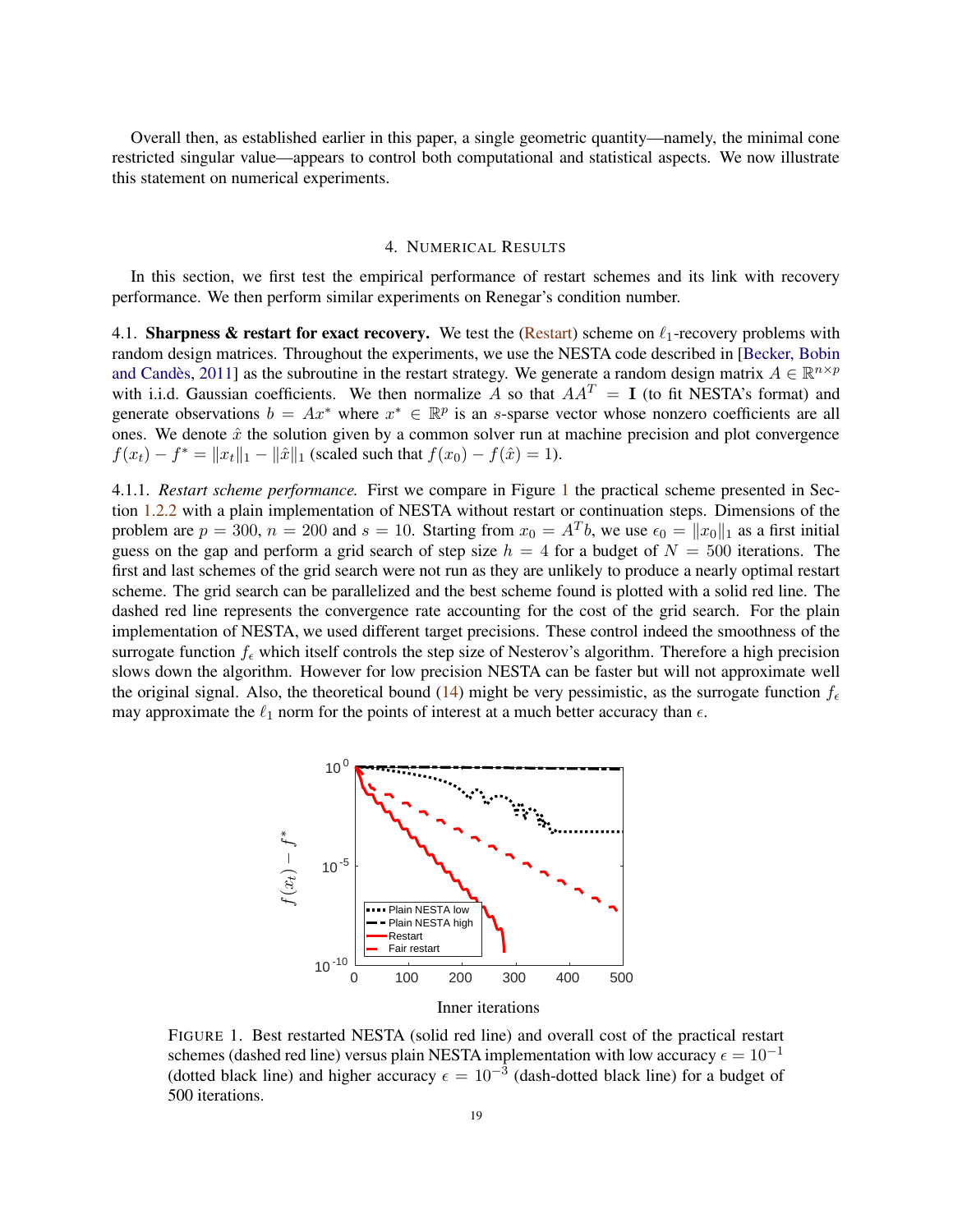Overall then, as established earlier in this paper, a single geometric quantity—namely, the minimal cone restricted singular value—appears to control both computational and statistical aspects. We now illustrate this statement on numerical experiments.

## 4. Numerical Results

In this section, we first test the empirical performance of restart schemes and its link with recovery performance. We then perform similar experiments on Renegar's condition number.

**4.1. Sharpness & restart for exact recovery.** We test the (Restart) scheme on $\ell_1$-recovery problems with random design matrices. Throughout the experiments, we use the NESTA code described in [Becker, Bobin and Candès, 2011] as the subroutine in the restart strategy. We generate a random design matrix $A \in \mathbb{R}^{n \times p}$ with i.i.d. Gaussian coefficients. We then normalize $A$ so that $AA^T = \mathbf{I}$ (to fit NESTA's format) and generate observations $b = Ax^*$ where $x^* \in \mathbb{R}^p$ is an $s$-sparse vector whose nonzero coefficients are all ones. We denote $\hat{x}$ the solution given by a common solver run at machine precision and plot convergence $f(x_t) - f^* = \|x_t\|_1 - \|\hat{x}\|_1$ (scaled such that $f(x_0) - f(\hat{x}) = 1$).

4.1.1. *Restart scheme performance.* First we compare in Figure 1 the practical scheme presented in Section 1.2.2 with a plain implementation of NESTA without restart or continuation steps. Dimensions of the problem are $p = 300$, $n = 200$ and $s = 10$. Starting from $x_0 = A^T b$, we use $\epsilon_0 = \|x_0\|_1$ as a first initial guess on the gap and perform a grid search of step size $h = 4$ for a budget of $N = 500$ iterations. The first and last schemes of the grid search were not run as they are unlikely to produce a nearly optimal restart scheme. The grid search can be parallelized and the best scheme found is plotted with a solid red line. The dashed red line represents the convergence rate accounting for the cost of the grid search. For the plain implementation of NESTA, we used different target precisions. These control indeed the smoothness of the surrogate function $f_\epsilon$ which itself controls the step size of Nesterov's algorithm. Therefore a high precision slows down the algorithm. However for low precision NESTA can be faster but will not approximate well the original signal. Also, the theoretical bound (14) might be very pessimistic, as the surrogate function $f_\epsilon$ may approximate the $\ell_1$ norm for the points of interest at a much better accuracy than $\epsilon$.

FIGURE 1. Best restarted NESTA (solid red line) and overall cost of the practical restart schemes (dashed red line) versus plain NESTA implementation with low accuracy $\epsilon = 10^{-1}$ (dotted black line) and higher accuracy $\epsilon = 10^{-3}$ (dash-dotted black line) for a budget of 500 iterations.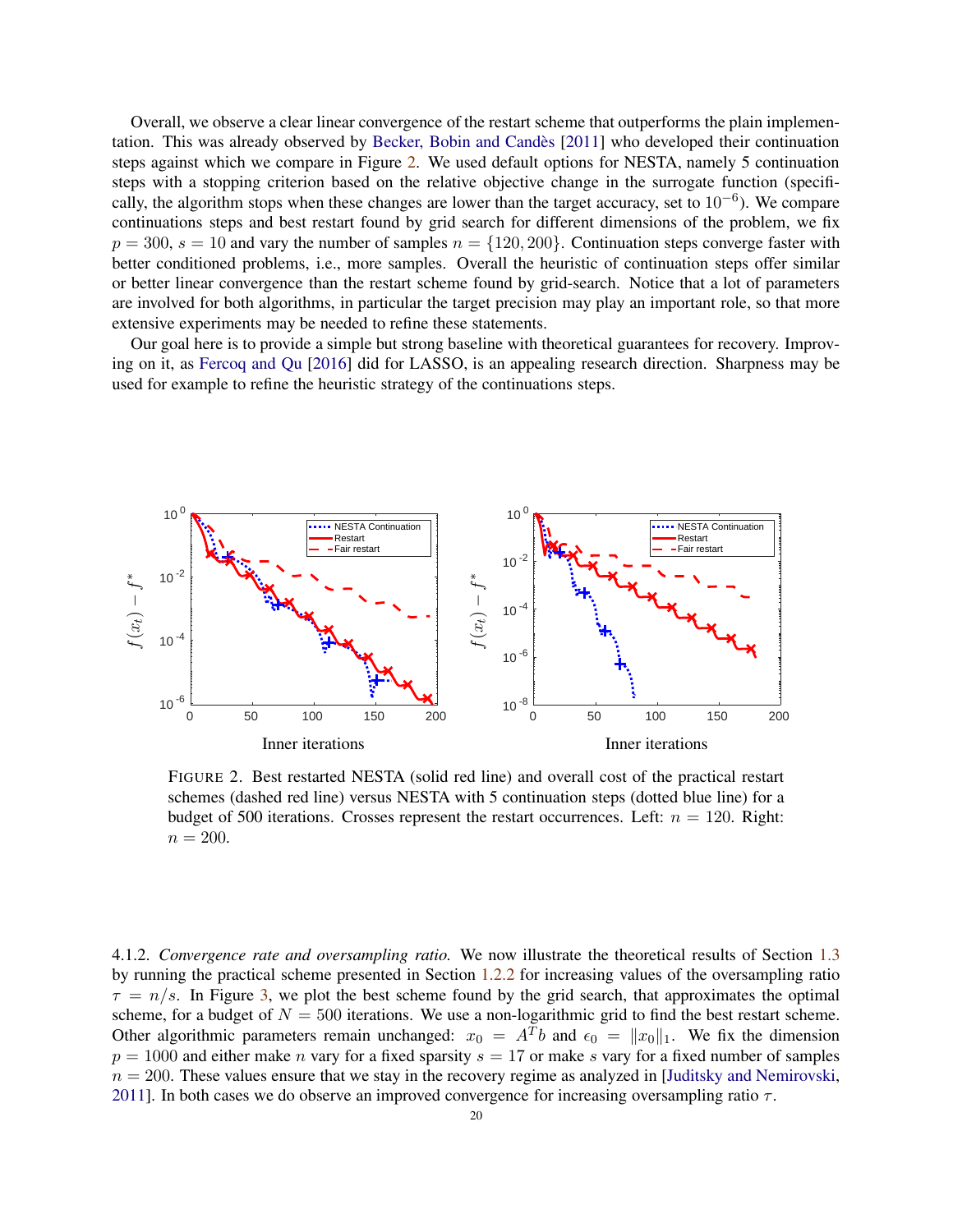Overall, we observe a clear linear convergence of the restart scheme that outperforms the plain implementation. This was already observed by Becker, Bobin and Candès [2011] who developed their continuation steps against which we compare in Figure 2. We used default options for NESTA, namely 5 continuation steps with a stopping criterion based on the relative objective change in the surrogate function (specifically, the algorithm stops when these changes are lower than the target accuracy, set to $10^{-6}$). We compare continuations steps and best restart found by grid search for different dimensions of the problem, we fix $p = 300$, $s = 10$ and vary the number of samples $n = \{120, 200\}$. Continuation steps converge faster with better conditioned problems, i.e., more samples. Overall the heuristic of continuation steps offer similar or better linear convergence than the restart scheme found by grid-search. Notice that a lot of parameters are involved for both algorithms, in particular the target precision may play an important role, so that more extensive experiments may be needed to refine these statements.

Our goal here is to provide a simple but strong baseline with theoretical guarantees for recovery. Improving on it, as Fercoq and Qu [2016] did for LASSO, is an appealing research direction. Sharpness may be used for example to refine the heuristic strategy of the continuations steps.

FIGURE 2. Best restarted NESTA (solid red line) and overall cost of the practical restart schemes (dashed red line) versus NESTA with 5 continuation steps (dotted blue line) for a budget of 500 iterations. Crosses represent the restart occurrences. Left: $n = 120$. Right: $n = 200$.

4.1.2. *Convergence rate and oversampling ratio.* We now illustrate the theoretical results of Section 1.3 by running the practical scheme presented in Section 1.2.2 for increasing values of the oversampling ratio $\tau = n/s$. In Figure 3, we plot the best scheme found by the grid search, that approximates the optimal scheme, for a budget of $N = 500$ iterations. We use a non-logarithmic grid to find the best restart scheme. Other algorithmic parameters remain unchanged: $x_0 = A^T b$ and $\epsilon_0 = \|x_0\|_1$. We fix the dimension $p = 1000$ and either make $n$ vary for a fixed sparsity $s = 17$ or make $s$ vary for a fixed number of samples $n = 200$. These values ensure that we stay in the recovery regime as analyzed in [Juditsky and Nemirovski, 2011]. In both cases we do observe an improved convergence for increasing oversampling ratio $\tau$.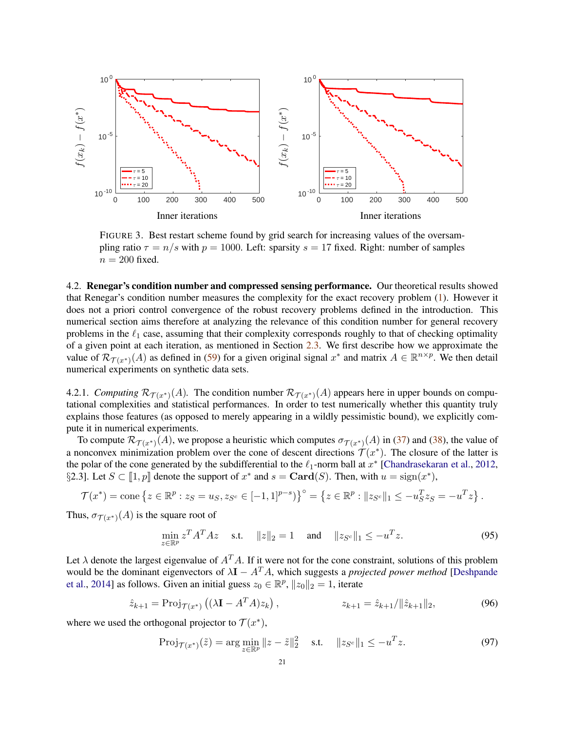FIGURE 3. Best restart scheme found by grid search for increasing values of the oversampling ratio $\tau = n/s$ with $p = 1000$. Left: sparsity $s = 17$ fixed. Right: number of samples $n = 200$ fixed.

4.2. **Renegar's condition number and compressed sensing performance.** Our theoretical results showed that Renegar's condition number measures the complexity for the exact recovery problem (1). However it does not a priori control convergence of the robust recovery problems defined in the introduction. This numerical section aims therefore at analyzing the relevance of this condition number for general recovery problems in the $\ell_1$ case, assuming that their complexity corresponds roughly to that of checking optimality of a given point at each iteration, as mentioned in Section 2.3. We first describe how we approximate the value of $\mathcal{R}_{\mathcal{T}(x^*)}(A)$ as defined in (59) for a given original signal $x^*$ and matrix $A \in \mathbb{R}^{n\times p}$. We then detail numerical experiments on synthetic data sets.

4.2.1. *Computing* $\mathcal{R}_{\mathcal{T}(x^*)}(A)$. The condition number $\mathcal{R}_{\mathcal{T}(x^*)}(A)$ appears here in upper bounds on computational complexities and statistical performances. In order to test numerically whether this quantity truly explains those features (as opposed to merely appearing in a wildly pessimistic bound), we explicitly compute it in numerical experiments.

To compute $\mathcal{R}_{\mathcal{T}(x^*)}(A)$, we propose a heuristic which computes $\sigma_{\mathcal{T}(x^*)}(A)$ in (37) and (38), the value of a nonconvex minimization problem over the cone of descent directions $\mathcal{T}(x^*)$. The closure of the latter is the polar of the cone generated by the subdifferential to the $\ell_1$-norm ball at $x^*$ [Chandrasekaran et al., 2012, §2.3]. Let $S \subset [\![1,p]\!]$ denote the support of $x^*$ and $s = \mathbf{Card}(S)$. Then, with $u = \operatorname{sign}(x^*)$,

$$\mathcal{T}(x^*) = \operatorname{cone}\left\{z \in \mathbb{R}^p : z_S = u_S, z_{S^c} \in [-1,1]^{p-s}\right\}^\circ = \left\{z \in \mathbb{R}^p : \|z_{S^c}\|_1 \leq -u_S^T z_S = -u^T z\right\}.$$

Thus, $\sigma_{\mathcal{T}(x^*)}(A)$ is the square root of

$$\min_{z\in\mathbb{R}^p} z^T A^T A z \quad \text{s.t.} \quad \|z\|_2 = 1 \quad \text{and} \quad \|z_{S^c}\|_1 \leq -u^T z. \tag{95}$$

Let $\lambda$ denote the largest eigenvalue of $A^T A$. If it were not for the cone constraint, solutions of this problem would be the dominant eigenvectors of $\lambda \mathbf{I} - A^T A$, which suggests a *projected power method* [Deshpande et al., 2014] as follows. Given an initial guess $z_0 \in \mathbb{R}^p$, $\|z_0\|_2 = 1$, iterate

$$\hat{z}_{k+1} = \operatorname{Proj}_{\mathcal{T}(x^*)}\left((\lambda \mathbf{I} - A^T A) z_k\right), \qquad z_{k+1} = \hat{z}_{k+1}/\|\hat{z}_{k+1}\|_2, \tag{96}$$

where we used the orthogonal projector to $\mathcal{T}(x^*)$,

$$\operatorname{Proj}_{\mathcal{T}(x^*)}(\tilde{z}) = \arg\min_{z\in\mathbb{R}^p} \|z - \tilde{z}\|_2^2 \quad \text{s.t.} \quad \|z_{S^c}\|_1 \leq -u^T z. \tag{97}$$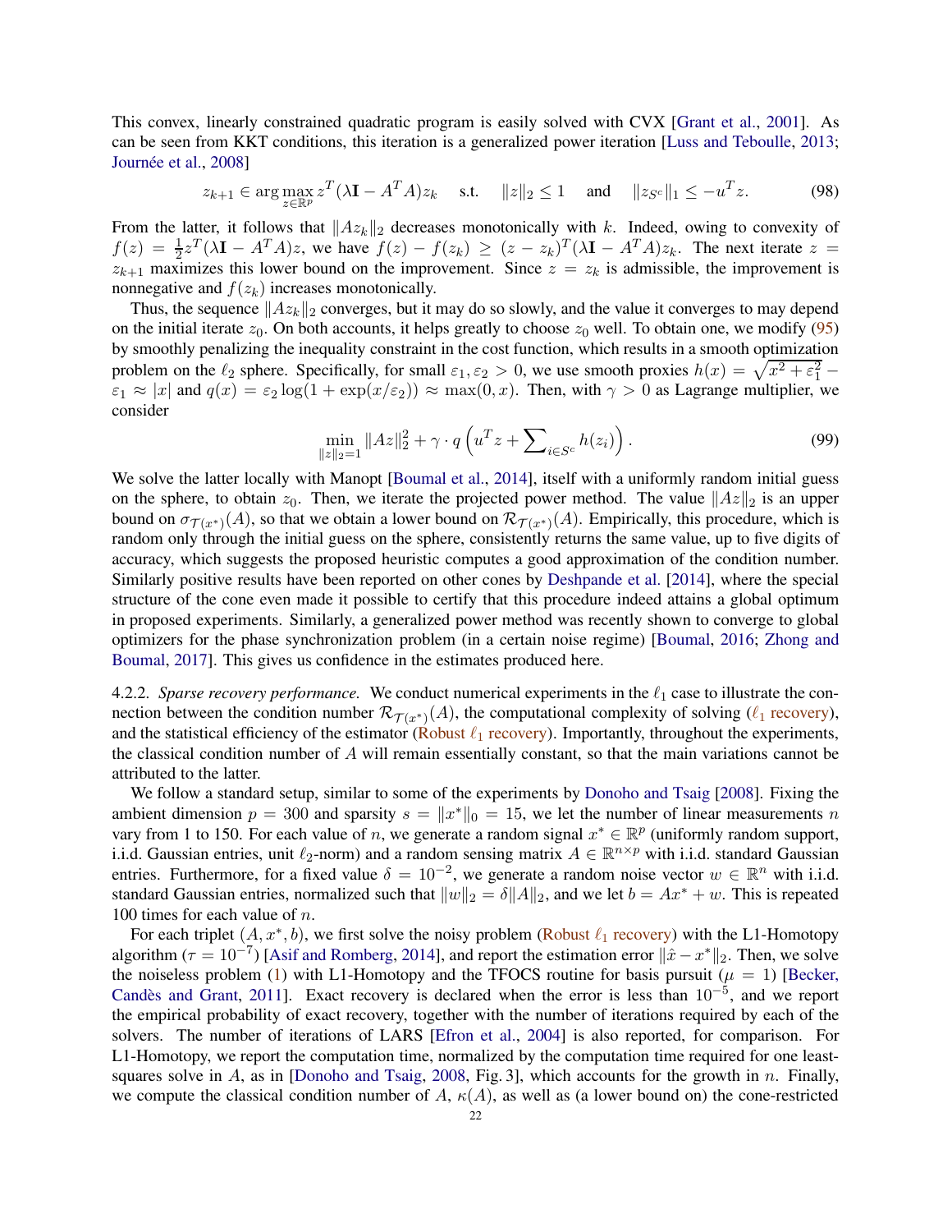This convex, linearly constrained quadratic program is easily solved with CVX [Grant et al., 2001]. As can be seen from KKT conditions, this iteration is a generalized power iteration [Luss and Teboulle, 2013; Journée et al., 2008]

$$z_{k+1} \in \arg\max_{z \in \mathbb{R}^p} z^T(\lambda \mathbf{I} - A^T A) z_k \quad \text{s.t.} \quad \|z\|_2 \leq 1 \quad \text{and} \quad \|z_{S^c}\|_1 \leq -u^T z. \tag{98}$$

From the latter, it follows that $\|Az_k\|_2$ decreases monotonically with $k$. Indeed, owing to convexity of $f(z) = \frac{1}{2} z^T(\lambda \mathbf{I} - A^T A) z$, we have $f(z) - f(z_k) \geq (z - z_k)^T(\lambda \mathbf{I} - A^T A) z_k$. The next iterate $z = z_{k+1}$ maximizes this lower bound on the improvement. Since $z = z_k$ is admissible, the improvement is nonnegative and $f(z_k)$ increases monotonically.

Thus, the sequence $\|Az_k\|_2$ converges, but it may do so slowly, and the value it converges to may depend on the initial iterate $z_0$. On both accounts, it helps greatly to choose $z_0$ well. To obtain one, we modify (95) by smoothly penalizing the inequality constraint in the cost function, which results in a smooth optimization problem on the $\ell_2$ sphere. Specifically, for small $\varepsilon_1, \varepsilon_2 > 0$, we use smooth proxies $h(x) = \sqrt{x^2 + \varepsilon_1^2} - \varepsilon_1 \approx |x|$ and $q(x) = \varepsilon_2 \log(1 + \exp(x/\varepsilon_2)) \approx \max(0, x)$. Then, with $\gamma > 0$ as Lagrange multiplier, we consider

$$\min_{\|z\|_2 = 1} \|Az\|_2^2 + \gamma \cdot q\left(u^T z + \sum_{i \in S^c} h(z_i)\right). \tag{99}$$

We solve the latter locally with Manopt [Boumal et al., 2014], itself with a uniformly random initial guess on the sphere, to obtain $z_0$. Then, we iterate the projected power method. The value $\|Az\|_2$ is an upper bound on $\sigma_{\mathcal{T}(x^*)}(A)$, so that we obtain a lower bound on $\mathcal{R}_{\mathcal{T}(x^*)}(A)$. Empirically, this procedure, which is random only through the initial guess on the sphere, consistently returns the same value, up to five digits of accuracy, which suggests the proposed heuristic computes a good approximation of the condition number. Similarly positive results have been reported on other cones by Deshpande et al. [2014], where the special structure of the cone even made it possible to certify that this procedure indeed attains a global optimum in proposed experiments. Similarly, a generalized power method was recently shown to converge to global optimizers for the phase synchronization problem (in a certain noise regime) [Boumal, 2016; Zhong and Boumal, 2017]. This gives us confidence in the estimates produced here.

4.2.2. *Sparse recovery performance.* We conduct numerical experiments in the $\ell_1$ case to illustrate the connection between the condition number $\mathcal{R}_{\mathcal{T}(x^*)}(A)$, the computational complexity of solving ($\ell_1$ recovery), and the statistical efficiency of the estimator (Robust $\ell_1$ recovery). Importantly, throughout the experiments, the classical condition number of $A$ will remain essentially constant, so that the main variations cannot be attributed to the latter.

We follow a standard setup, similar to some of the experiments by Donoho and Tsaig [2008]. Fixing the ambient dimension $p = 300$ and sparsity $s = \|x^*\|_0 = 15$, we let the number of linear measurements $n$ vary from 1 to 150. For each value of $n$, we generate a random signal $x^* \in \mathbb{R}^p$ (uniformly random support, i.i.d. Gaussian entries, unit $\ell_2$-norm) and a random sensing matrix $A \in \mathbb{R}^{n \times p}$ with i.i.d. standard Gaussian entries. Furthermore, for a fixed value $\delta = 10^{-2}$, we generate a random noise vector $w \in \mathbb{R}^n$ with i.i.d. standard Gaussian entries, normalized such that $\|w\|_2 = \delta \|A\|_2$, and we let $b = Ax^* + w$. This is repeated 100 times for each value of $n$.

For each triplet $(A, x^*, b)$, we first solve the noisy problem (Robust $\ell_1$ recovery) with the L1-Homotopy algorithm ($\tau = 10^{-7}$) [Asif and Romberg, 2014], and report the estimation error $\|\hat{x} - x^*\|_2$. Then, we solve the noiseless problem (1) with L1-Homotopy and the TFOCS routine for basis pursuit ($\mu = 1$) [Becker, Candès and Grant, 2011]. Exact recovery is declared when the error is less than $10^{-5}$, and we report the empirical probability of exact recovery, together with the number of iterations required by each of the solvers. The number of iterations of LARS [Efron et al., 2004] is also reported, for comparison. For L1-Homotopy, we report the computation time, normalized by the computation time required for one least-squares solve in $A$, as in [Donoho and Tsaig, 2008, Fig. 3], which accounts for the growth in $n$. Finally, we compute the classical condition number of $A$, $\kappa(A)$, as well as (a lower bound on) the cone-restricted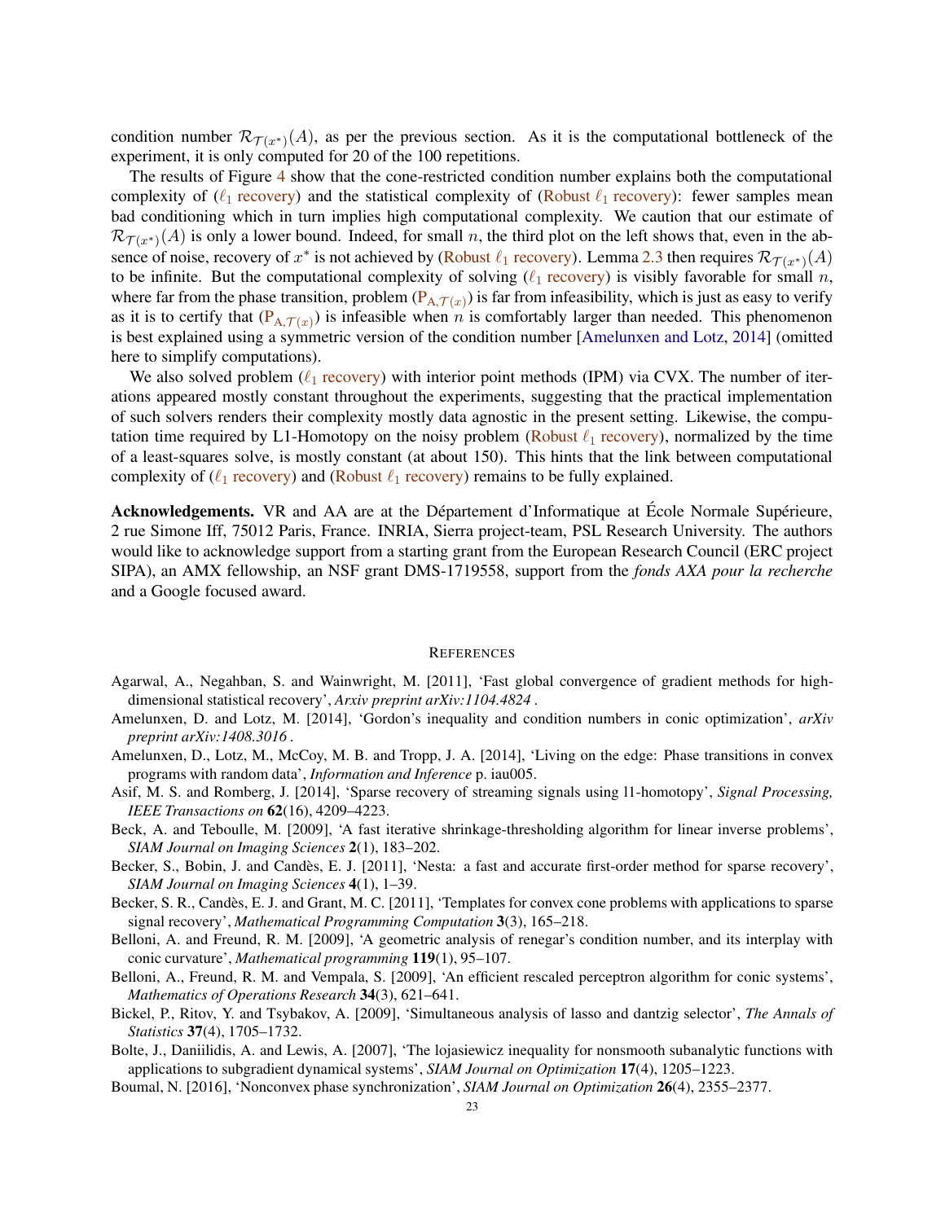condition number $\mathcal{R}_{\mathcal{T}(x^*)}(A)$, as per the previous section. As it is the computational bottleneck of the experiment, it is only computed for 20 of the 100 repetitions.

The results of Figure 4 show that the cone-restricted condition number explains both the computational complexity of ($\ell_1$ recovery) and the statistical complexity of (Robust $\ell_1$ recovery): fewer samples mean bad conditioning which in turn implies high computational complexity. We caution that our estimate of $\mathcal{R}_{\mathcal{T}(x^*)}(A)$ is only a lower bound. Indeed, for small $n$, the third plot on the left shows that, even in the absence of noise, recovery of $x^*$ is not achieved by (Robust $\ell_1$ recovery). Lemma 2.3 then requires $\mathcal{R}_{\mathcal{T}(x^*)}(A)$ to be infinite. But the computational complexity of solving ($\ell_1$ recovery) is visibly favorable for small $n$, where far from the phase transition, problem ($\mathrm{P}_{\mathrm{A},\mathcal{T}(x)}$) is far from infeasibility, which is just as easy to verify as it is to certify that ($\mathrm{P}_{\mathrm{A},\mathcal{T}(x)}$) is infeasible when $n$ is comfortably larger than needed. This phenomenon is best explained using a symmetric version of the condition number [Amelunxen and Lotz, 2014] (omitted here to simplify computations).

We also solved problem ($\ell_1$ recovery) with interior point methods (IPM) via CVX. The number of iterations appeared mostly constant throughout the experiments, suggesting that the practical implementation of such solvers renders their complexity mostly data agnostic in the present setting. Likewise, the computation time required by L1-Homotopy on the noisy problem (Robust $\ell_1$ recovery), normalized by the time of a least-squares solve, is mostly constant (at about 150). This hints that the link between computational complexity of ($\ell_1$ recovery) and (Robust $\ell_1$ recovery) remains to be fully explained.

**Acknowledgements.** VR and AA are at the Département d'Informatique at École Normale Supérieure, 2 rue Simone Iff, 75012 Paris, France. INRIA, Sierra project-team, PSL Research University. The authors would like to acknowledge support from a starting grant from the European Research Council (ERC project SIPA), an AMX fellowship, an NSF grant DMS-1719558, support from the *fonds AXA pour la recherche* and a Google focused award.

## References

Agarwal, A., Negahban, S. and Wainwright, M. [2011], 'Fast global convergence of gradient methods for high-dimensional statistical recovery', *Arxiv preprint arXiv:1104.4824* .

Amelunxen, D. and Lotz, M. [2014], 'Gordon's inequality and condition numbers in conic optimization', *arXiv preprint arXiv:1408.3016* .

Amelunxen, D., Lotz, M., McCoy, M. B. and Tropp, J. A. [2014], 'Living on the edge: Phase transitions in convex programs with random data', *Information and Inference* p. iau005.

Asif, M. S. and Romberg, J. [2014], 'Sparse recovery of streaming signals using l1-homotopy', *Signal Processing, IEEE Transactions on* **62**(16), 4209–4223.

Beck, A. and Teboulle, M. [2009], 'A fast iterative shrinkage-thresholding algorithm for linear inverse problems', *SIAM Journal on Imaging Sciences* **2**(1), 183–202.

Becker, S., Bobin, J. and Candès, E. J. [2011], 'Nesta: a fast and accurate first-order method for sparse recovery', *SIAM Journal on Imaging Sciences* **4**(1), 1–39.

Becker, S. R., Candès, E. J. and Grant, M. C. [2011], 'Templates for convex cone problems with applications to sparse signal recovery', *Mathematical Programming Computation* **3**(3), 165–218.

Belloni, A. and Freund, R. M. [2009], 'A geometric analysis of renegar's condition number, and its interplay with conic curvature', *Mathematical programming* **119**(1), 95–107.

Belloni, A., Freund, R. M. and Vempala, S. [2009], 'An efficient rescaled perceptron algorithm for conic systems', *Mathematics of Operations Research* **34**(3), 621–641.

Bickel, P., Ritov, Y. and Tsybakov, A. [2009], 'Simultaneous analysis of lasso and dantzig selector', *The Annals of Statistics* **37**(4), 1705–1732.

Bolte, J., Daniilidis, A. and Lewis, A. [2007], 'The lojasiewicz inequality for nonsmooth subanalytic functions with applications to subgradient dynamical systems', *SIAM Journal on Optimization* **17**(4), 1205–1223.

Boumal, N. [2016], 'Nonconvex phase synchronization', *SIAM Journal on Optimization* **26**(4), 2355–2377.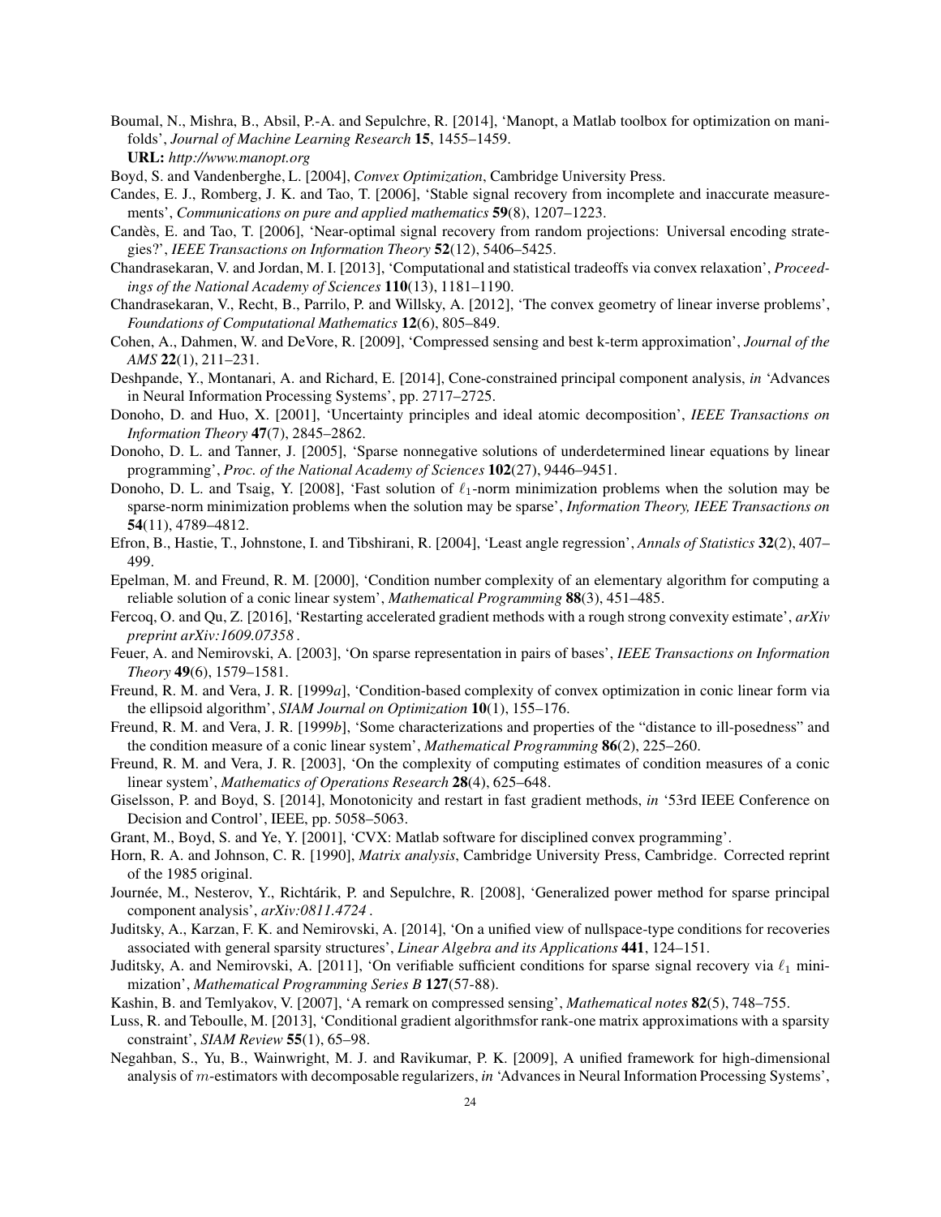Boumal, N., Mishra, B., Absil, P.-A. and Sepulchre, R. [2014], 'Manopt, a Matlab toolbox for optimization on manifolds', *Journal of Machine Learning Research* **15**, 1455–1459.
**URL:** *http://www.manopt.org*

Boyd, S. and Vandenberghe, L. [2004], *Convex Optimization*, Cambridge University Press.

Candes, E. J., Romberg, J. K. and Tao, T. [2006], 'Stable signal recovery from incomplete and inaccurate measurements', *Communications on pure and applied mathematics* **59**(8), 1207–1223.

Candès, E. and Tao, T. [2006], 'Near-optimal signal recovery from random projections: Universal encoding strategies?', *IEEE Transactions on Information Theory* **52**(12), 5406–5425.

Chandrasekaran, V. and Jordan, M. I. [2013], 'Computational and statistical tradeoffs via convex relaxation', *Proceedings of the National Academy of Sciences* **110**(13), 1181–1190.

Chandrasekaran, V., Recht, B., Parrilo, P. and Willsky, A. [2012], 'The convex geometry of linear inverse problems', *Foundations of Computational Mathematics* **12**(6), 805–849.

Cohen, A., Dahmen, W. and DeVore, R. [2009], 'Compressed sensing and best k-term approximation', *Journal of the AMS* **22**(1), 211–231.

Deshpande, Y., Montanari, A. and Richard, E. [2014], Cone-constrained principal component analysis, *in* 'Advances in Neural Information Processing Systems', pp. 2717–2725.

Donoho, D. and Huo, X. [2001], 'Uncertainty principles and ideal atomic decomposition', *IEEE Transactions on Information Theory* **47**(7), 2845–2862.

Donoho, D. L. and Tanner, J. [2005], 'Sparse nonnegative solutions of underdetermined linear equations by linear programming', *Proc. of the National Academy of Sciences* **102**(27), 9446–9451.

Donoho, D. L. and Tsaig, Y. [2008], 'Fast solution of $\ell_1$-norm minimization problems when the solution may be sparse-norm minimization problems when the solution may be sparse', *Information Theory, IEEE Transactions on* **54**(11), 4789–4812.

Efron, B., Hastie, T., Johnstone, I. and Tibshirani, R. [2004], 'Least angle regression', *Annals of Statistics* **32**(2), 407–499.

Epelman, M. and Freund, R. M. [2000], 'Condition number complexity of an elementary algorithm for computing a reliable solution of a conic linear system', *Mathematical Programming* **88**(3), 451–485.

Fercoq, O. and Qu, Z. [2016], 'Restarting accelerated gradient methods with a rough strong convexity estimate', *arXiv preprint arXiv:1609.07358* .

Feuer, A. and Nemirovski, A. [2003], 'On sparse representation in pairs of bases', *IEEE Transactions on Information Theory* **49**(6), 1579–1581.

Freund, R. M. and Vera, J. R. [1999*a*], 'Condition-based complexity of convex optimization in conic linear form via the ellipsoid algorithm', *SIAM Journal on Optimization* **10**(1), 155–176.

Freund, R. M. and Vera, J. R. [1999*b*], 'Some characterizations and properties of the "distance to ill-posedness" and the condition measure of a conic linear system', *Mathematical Programming* **86**(2), 225–260.

Freund, R. M. and Vera, J. R. [2003], 'On the complexity of computing estimates of condition measures of a conic linear system', *Mathematics of Operations Research* **28**(4), 625–648.

Giselsson, P. and Boyd, S. [2014], Monotonicity and restart in fast gradient methods, *in* '53rd IEEE Conference on Decision and Control', IEEE, pp. 5058–5063.

Grant, M., Boyd, S. and Ye, Y. [2001], 'CVX: Matlab software for disciplined convex programming'.

Horn, R. A. and Johnson, C. R. [1990], *Matrix analysis*, Cambridge University Press, Cambridge. Corrected reprint of the 1985 original.

Journée, M., Nesterov, Y., Richtárik, P. and Sepulchre, R. [2008], 'Generalized power method for sparse principal component analysis', *arXiv:0811.4724* .

Juditsky, A., Karzan, F. K. and Nemirovski, A. [2014], 'On a unified view of nullspace-type conditions for recoveries associated with general sparsity structures', *Linear Algebra and its Applications* **441**, 124–151.

Juditsky, A. and Nemirovski, A. [2011], 'On verifiable sufficient conditions for sparse signal recovery via $\ell_1$ minimization', *Mathematical Programming Series B* **127**(57-88).

Kashin, B. and Temlyakov, V. [2007], 'A remark on compressed sensing', *Mathematical notes* **82**(5), 748–755.

Luss, R. and Teboulle, M. [2013], 'Conditional gradient algorithmsfor rank-one matrix approximations with a sparsity constraint', *SIAM Review* **55**(1), 65–98.

Negahban, S., Yu, B., Wainwright, M. J. and Ravikumar, P. K. [2009], A unified framework for high-dimensional analysis of $m$-estimators with decomposable regularizers, *in* 'Advances in Neural Information Processing Systems',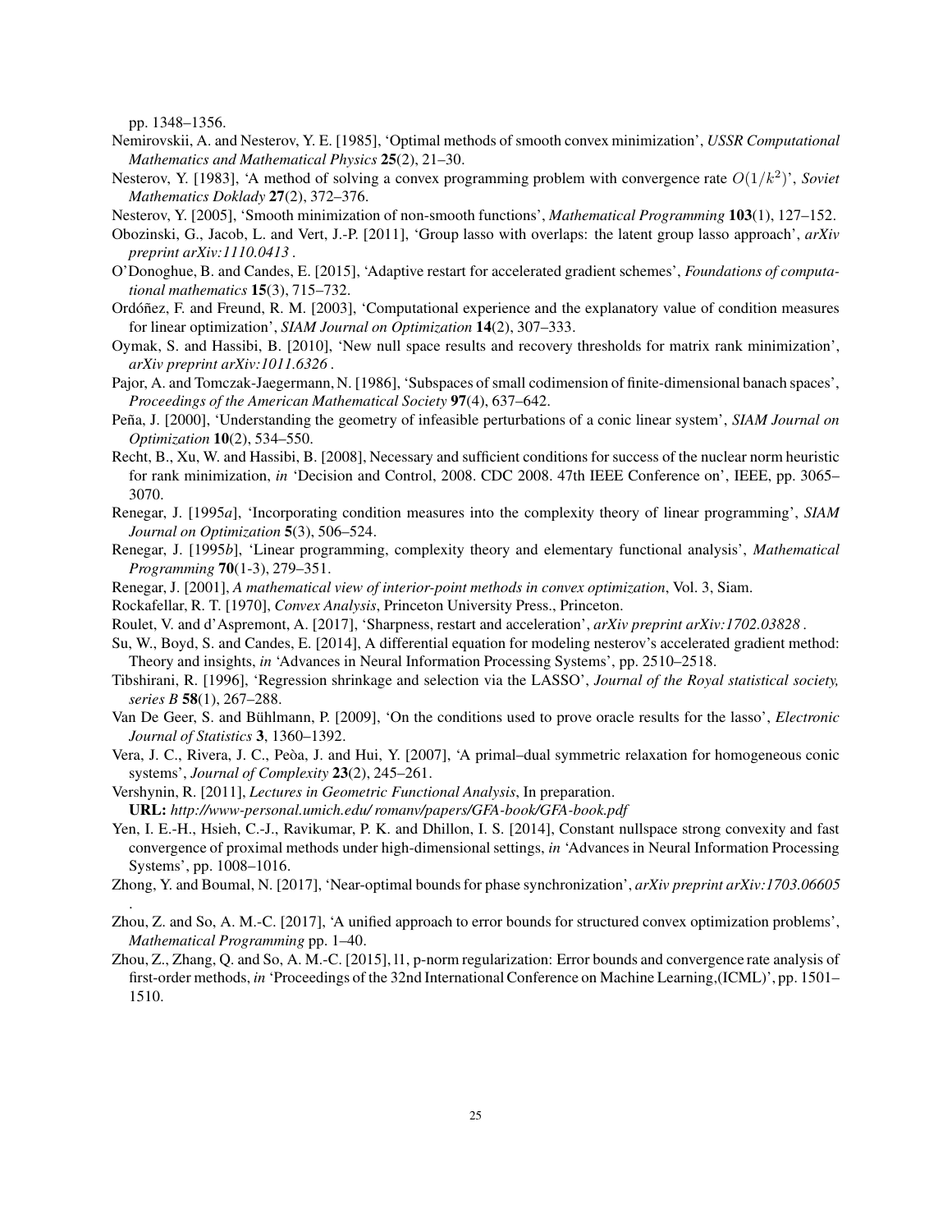pp. 1348–1356.

Nemirovskii, A. and Nesterov, Y. E. [1985], 'Optimal methods of smooth convex minimization', *USSR Computational Mathematics and Mathematical Physics* **25**(2), 21–30.

Nesterov, Y. [1983], 'A method of solving a convex programming problem with convergence rate $O(1/k^2)$', *Soviet Mathematics Doklady* **27**(2), 372–376.

Nesterov, Y. [2005], 'Smooth minimization of non-smooth functions', *Mathematical Programming* **103**(1), 127–152.

Obozinski, G., Jacob, L. and Vert, J.-P. [2011], 'Group lasso with overlaps: the latent group lasso approach', *arXiv preprint arXiv:1110.0413* .

O'Donoghue, B. and Candes, E. [2015], 'Adaptive restart for accelerated gradient schemes', *Foundations of computational mathematics* **15**(3), 715–732.

Ordóñez, F. and Freund, R. M. [2003], 'Computational experience and the explanatory value of condition measures for linear optimization', *SIAM Journal on Optimization* **14**(2), 307–333.

Oymak, S. and Hassibi, B. [2010], 'New null space results and recovery thresholds for matrix rank minimization', *arXiv preprint arXiv:1011.6326* .

Pajor, A. and Tomczak-Jaegermann, N. [1986], 'Subspaces of small codimension of finite-dimensional banach spaces', *Proceedings of the American Mathematical Society* **97**(4), 637–642.

Peña, J. [2000], 'Understanding the geometry of infeasible perturbations of a conic linear system', *SIAM Journal on Optimization* **10**(2), 534–550.

Recht, B., Xu, W. and Hassibi, B. [2008], Necessary and sufficient conditions for success of the nuclear norm heuristic for rank minimization, *in* 'Decision and Control, 2008. CDC 2008. 47th IEEE Conference on', IEEE, pp. 3065–3070.

Renegar, J. [1995*a*], 'Incorporating condition measures into the complexity theory of linear programming', *SIAM Journal on Optimization* **5**(3), 506–524.

Renegar, J. [1995*b*], 'Linear programming, complexity theory and elementary functional analysis', *Mathematical Programming* **70**(1-3), 279–351.

Renegar, J. [2001], *A mathematical view of interior-point methods in convex optimization*, Vol. 3, Siam.

Rockafellar, R. T. [1970], *Convex Analysis*, Princeton University Press., Princeton.

Roulet, V. and d'Aspremont, A. [2017], 'Sharpness, restart and acceleration', *arXiv preprint arXiv:1702.03828* .

Su, W., Boyd, S. and Candes, E. [2014], A differential equation for modeling nesterov's accelerated gradient method: Theory and insights, *in* 'Advances in Neural Information Processing Systems', pp. 2510–2518.

Tibshirani, R. [1996], 'Regression shrinkage and selection via the LASSO', *Journal of the Royal statistical society, series B* **58**(1), 267–288.

Van De Geer, S. and Bühlmann, P. [2009], 'On the conditions used to prove oracle results for the lasso', *Electronic Journal of Statistics* **3**, 1360–1392.

Vera, J. C., Rivera, J. C., Peòa, J. and Hui, Y. [2007], 'A primal–dual symmetric relaxation for homogeneous conic systems', *Journal of Complexity* **23**(2), 245–261.

Vershynin, R. [2011], *Lectures in Geometric Functional Analysis*, In preparation.
**URL:** *http://www-personal.umich.edu/ romanv/papers/GFA-book/GFA-book.pdf*

Yen, I. E.-H., Hsieh, C.-J., Ravikumar, P. K. and Dhillon, I. S. [2014], Constant nullspace strong convexity and fast convergence of proximal methods under high-dimensional settings, *in* 'Advances in Neural Information Processing Systems', pp. 1008–1016.

Zhong, Y. and Boumal, N. [2017], 'Near-optimal bounds for phase synchronization', *arXiv preprint arXiv:1703.06605* .

Zhou, Z. and So, A. M.-C. [2017], 'A unified approach to error bounds for structured convex optimization problems', *Mathematical Programming* pp. 1–40.

Zhou, Z., Zhang, Q. and So, A. M.-C. [2015], l1, p-norm regularization: Error bounds and convergence rate analysis of first-order methods, *in* 'Proceedings of the 32nd International Conference on Machine Learning,(ICML)', pp. 1501–1510.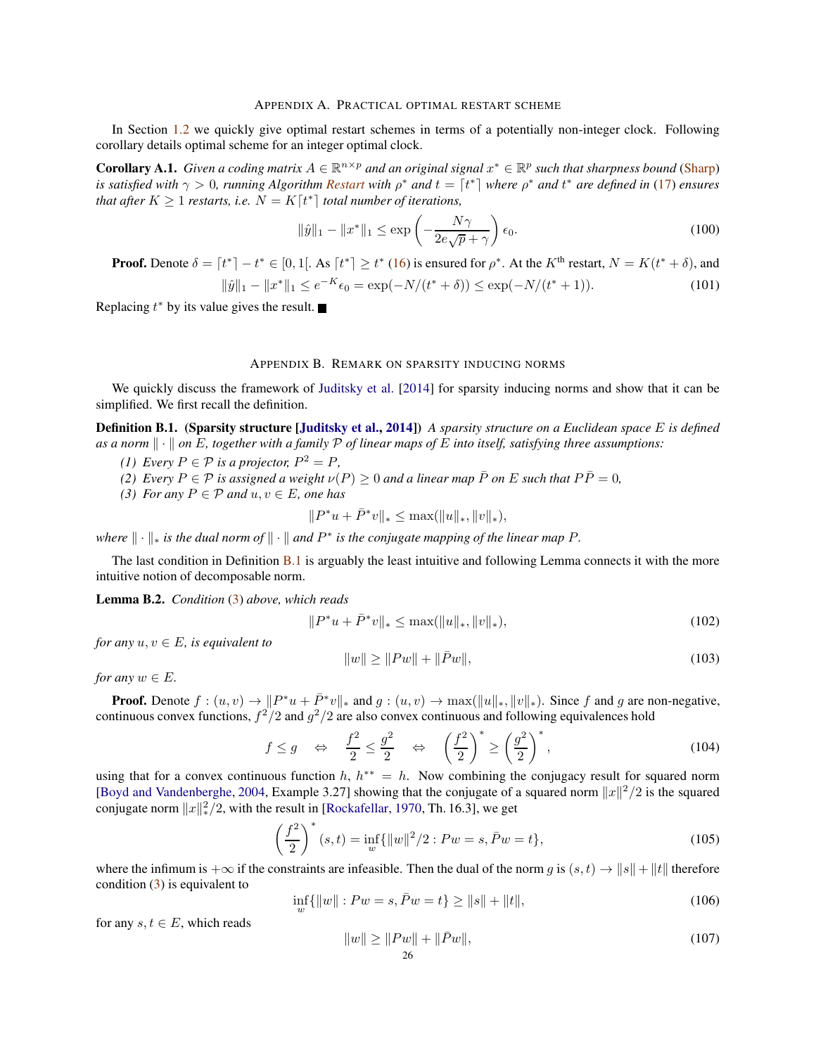## Appendix A. Practical optimal restart scheme

In Section 1.2 we quickly give optimal restart schemes in terms of a potentially non-integer clock. Following corollary details optimal scheme for an integer optimal clock.

**Corollary A.1.** *Given a coding matrix $A \in \mathbb{R}^{n\times p}$ and an original signal $x^* \in \mathbb{R}^p$ such that sharpness bound (Sharp) is satisfied with $\gamma > 0$, running Algorithm Restart with $\rho^*$ and $t = \lceil t^* \rceil$ where $\rho^*$ and $t^*$ are defined in (17) ensures that after $K \geq 1$ restarts, i.e. $N = K\lceil t^* \rceil$ total number of iterations,*

$$\|\hat{y}\|_1 - \|x^*\|_1 \leq \exp\left(-\frac{N\gamma}{2e\sqrt{p}+\gamma}\right)\epsilon_0. \tag{100}$$

**Proof.** Denote $\delta = \lceil t^* \rceil - t^* \in [0, 1[$. As $\lceil t^* \rceil \geq t^*$ (16) is ensured for $\rho^*$. At the $K^{\text{th}}$ restart, $N = K(t^* + \delta)$, and

$$\|\hat{y}\|_1 - \|x^*\|_1 \leq e^{-K}\epsilon_0 = \exp(-N/(t^*+\delta)) \leq \exp(-N/(t^*+1)). \tag{101}$$

Replacing $t^*$ by its value gives the result. ■

## Appendix B. Remark on sparsity inducing norms

We quickly discuss the framework of Juditsky et al. [2014] for sparsity inducing norms and show that it can be simplified. We first recall the definition.

**Definition B.1. (Sparsity structure [Juditsky et al., 2014])** *A sparsity structure on a Euclidean space $E$ is defined as a norm $\|\cdot\|$ on $E$, together with a family $\mathcal{P}$ of linear maps of $E$ into itself, satisfying three assumptions:*

*(1) Every $P \in \mathcal{P}$ is a projector, $P^2 = P$,*

*(2) Every $P \in \mathcal{P}$ is assigned a weight $\nu(P) \geq 0$ and a linear map $\bar{P}$ on $E$ such that $P\bar{P} = 0$,*

*(3) For any $P \in \mathcal{P}$ and $u, v \in E$, one has*

$$\|P^*u + \bar{P}^*v\|_* \leq \max(\|u\|_*, \|v\|_*),$$

*where $\|\cdot\|_*$ is the dual norm of $\|\cdot\|$ and $P^*$ is the conjugate mapping of the linear map $P$.*

The last condition in Definition B.1 is arguably the least intuitive and following Lemma connects it with the more intuitive notion of decomposable norm.

**Lemma B.2.** *Condition (3) above, which reads*

$$\|P^*u + \bar{P}^*v\|_* \leq \max(\|u\|_*, \|v\|_*), \tag{102}$$

*for any $u, v \in E$, is equivalent to*

$$\|w\| \geq \|Pw\| + \|\bar{P}w\|, \tag{103}$$

*for any $w \in E$.*

**Proof.** Denote $f : (u, v) \to \|P^*u + \bar{P}^*v\|_*$ and $g : (u, v) \to \max(\|u\|_*, \|v\|_*)$. Since $f$ and $g$ are non-negative, continuous convex functions, $f^2/2$ and $g^2/2$ are also convex continuous and following equivalences hold

$$f \leq g \quad \Leftrightarrow \quad \frac{f^2}{2} \leq \frac{g^2}{2} \quad \Leftrightarrow \quad \left(\frac{f^2}{2}\right)^* \geq \left(\frac{g^2}{2}\right)^*, \tag{104}$$

using that for a convex continuous function $h$, $h^{**} = h$. Now combining the conjugacy result for squared norm [Boyd and Vandenberghe, 2004, Example 3.27] showing that the conjugate of a squared norm $\|x\|^2/2$ is the squared conjugate norm $\|x\|_*^2/2$, with the result in [Rockafellar, 1970, Th. 16.3], we get

$$\left(\frac{f^2}{2}\right)^*(s,t) = \inf_w\{\|w\|^2/2 : Pw = s, \bar{P}w = t\}, \tag{105}$$

where the infimum is $+\infty$ if the constraints are infeasible. Then the dual of the norm $g$ is $(s, t) \to \|s\| + \|t\|$ therefore condition (3) is equivalent to

$$\inf_w\{\|w\| : Pw = s, \bar{P}w = t\} \geq \|s\| + \|t\|, \tag{106}$$

for any $s, t \in E$, which reads

$$\|w\| \geq \|Pw\| + \|\bar{P}w\|, \tag{107}$$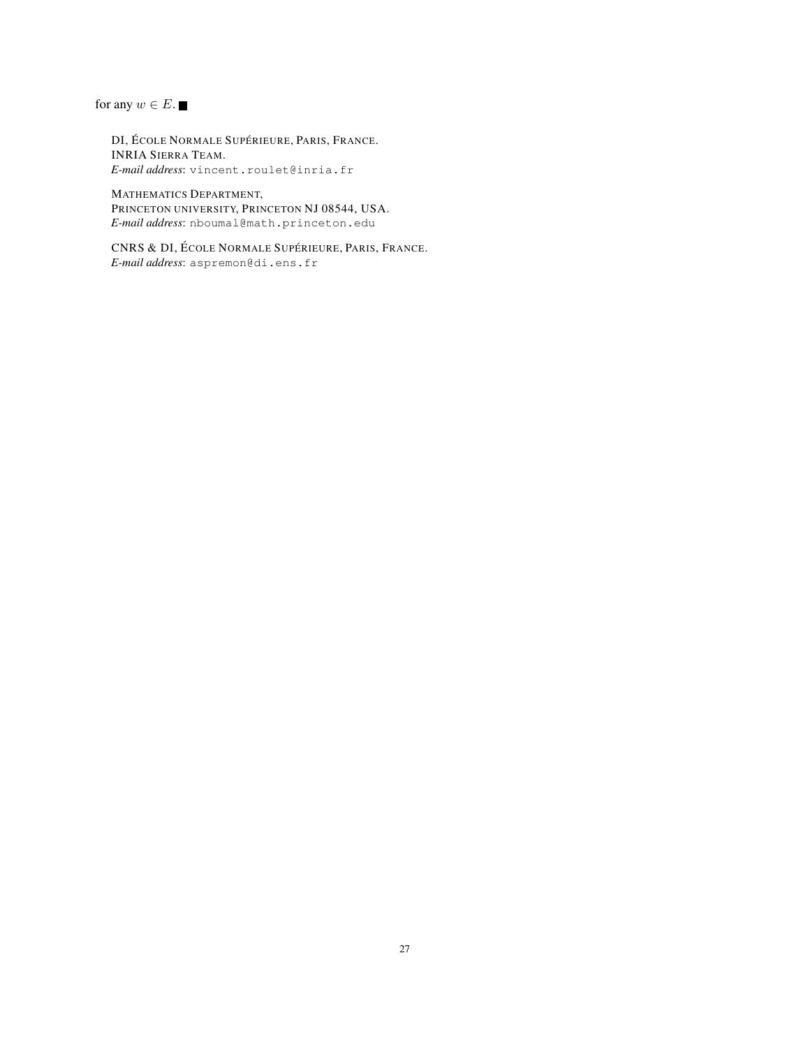for any $w \in E$. ■

DI, ÉCOLE NORMALE SUPÉRIEURE, PARIS, FRANCE.
INRIA SIERRA TEAM.
*E-mail address*: vincent.roulet@inria.fr

MATHEMATICS DEPARTMENT,
PRINCETON UNIVERSITY, PRINCETON NJ 08544, USA.
*E-mail address*: nboumal@math.princeton.edu

CNRS & DI, ÉCOLE NORMALE SUPÉRIEURE, PARIS, FRANCE.
*E-mail address*: aspremon@di.ens.fr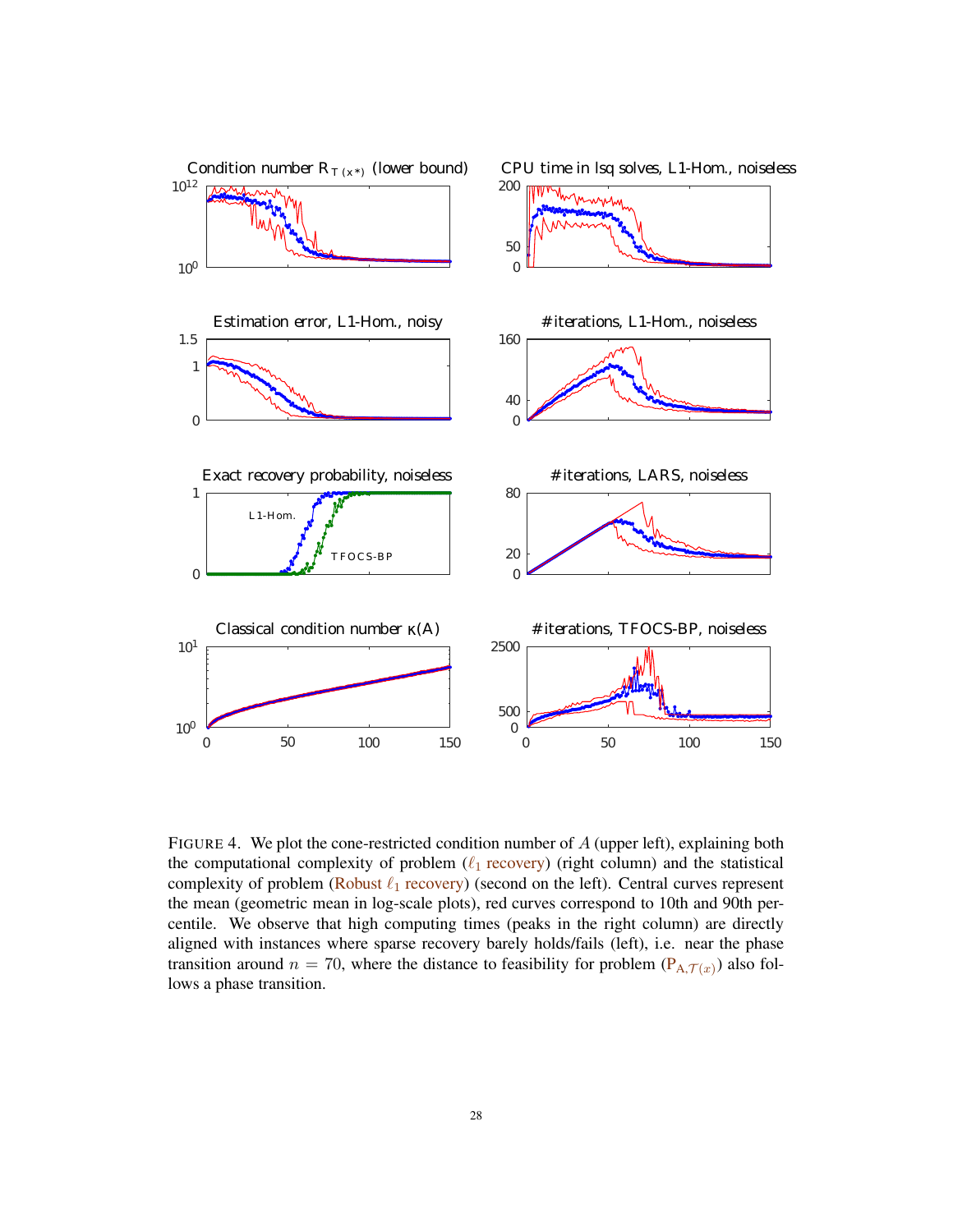Condition number $R_{T(x^*)}$ (lower bound)

$10^{12}$

$10^0$

CPU time in lsq solves, L1-Hom., noiseless

200

50

0

Estimation error, L1-Hom., noisy

1.5

1

0

#iterations, L1-Hom., noiseless

160

40

0

Exact recovery probability, noiseless

1

0

L1-Hom.

TFOCS-BP

#iterations, LARS, noiseless

80

20

0

Classical condition number $\kappa(A)$

$10^1$

$10^0$

0 50 100 150

#iterations, TFOCS-BP, noiseless

2500

500

0

0 50 100 150

FIGURE 4. We plot the cone-restricted condition number of $A$ (upper left), explaining both the computational complexity of problem ($\ell_1$ recovery) (right column) and the statistical complexity of problem (Robust $\ell_1$ recovery) (second on the left). Central curves represent the mean (geometric mean in log-scale plots), red curves correspond to 10th and 90th percentile. We observe that high computing times (peaks in the right column) are directly aligned with instances where sparse recovery barely holds/fails (left), i.e. near the phase transition around $n = 70$, where the distance to feasibility for problem ($\mathrm{P}_{A,\mathcal{T}(x)}$) also follows a phase transition.